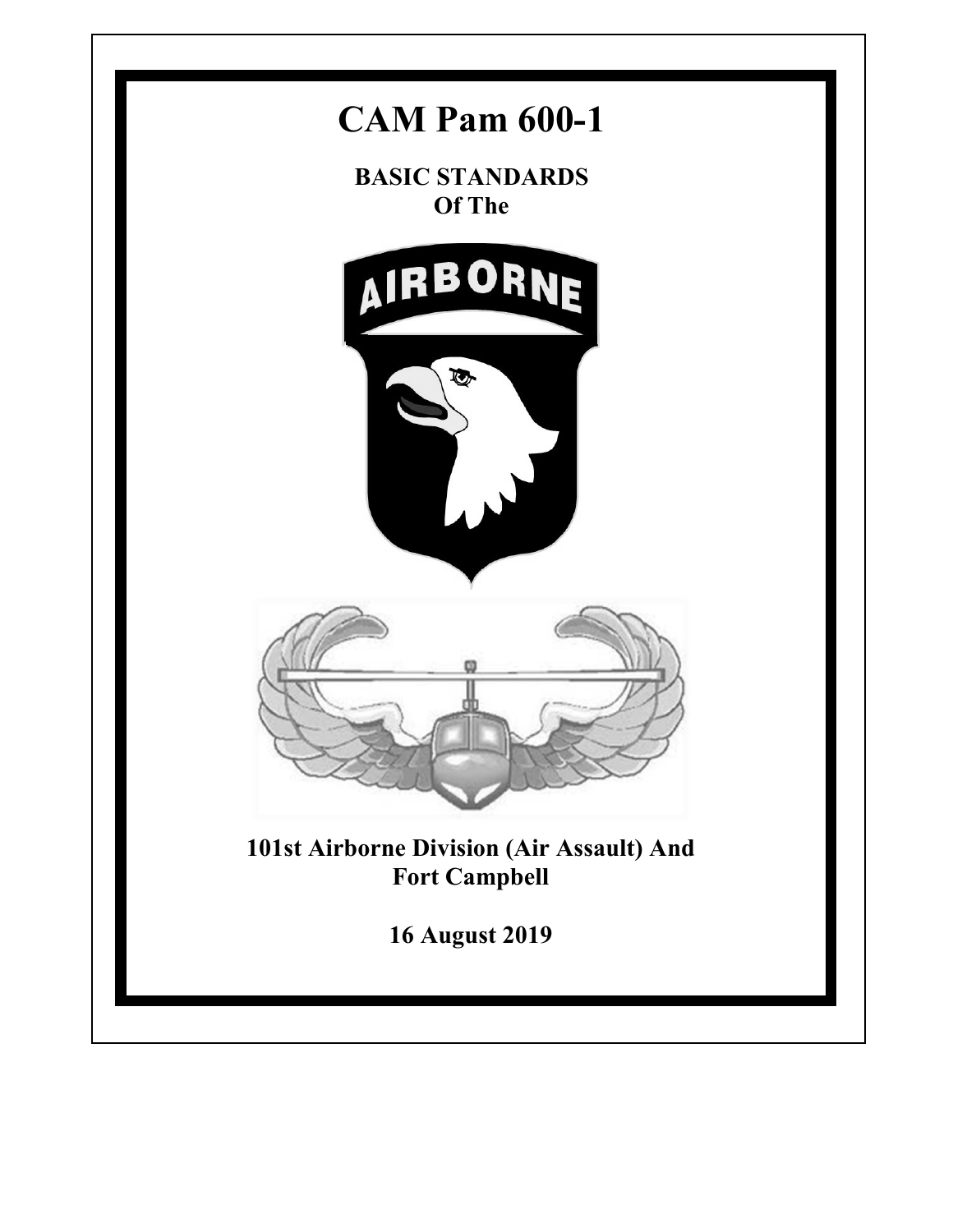# CAM Pam 600-1

**BASIC STANDARDS**
**Of The**

AIRBORNE

**101st Airborne Division (Air Assault) And**
**Fort Campbell**

**16 August 2019**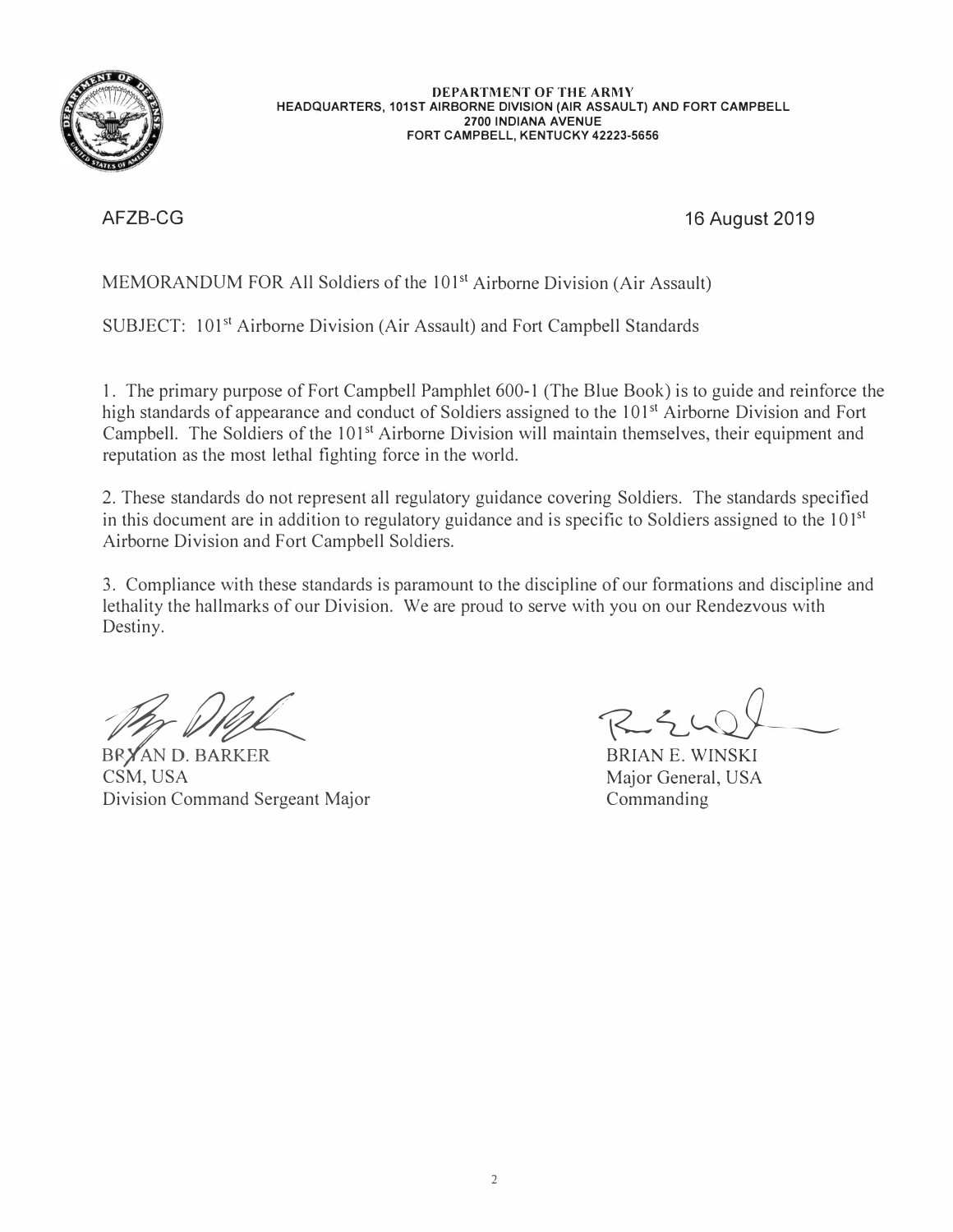DEPARTMENT OF THE ARMY
HEADQUARTERS, 101ST AIRBORNE DIVISION (AIR ASSAULT) AND FORT CAMPBELL
2700 INDIANA AVENUE
FORT CAMPBELL, KENTUCKY 42223-5656

AFZB-CG 16 August 2019

MEMORANDUM FOR All Soldiers of the 101st Airborne Division (Air Assault)

SUBJECT: 101st Airborne Division (Air Assault) and Fort Campbell Standards

1. The primary purpose of Fort Campbell Pamphlet 600-1 (The Blue Book) is to guide and reinforce the high standards of appearance and conduct of Soldiers assigned to the 101st Airborne Division and Fort Campbell. The Soldiers of the 101st Airborne Division will maintain themselves, their equipment and reputation as the most lethal fighting force in the world.

2. These standards do not represent all regulatory guidance covering Soldiers. The standards specified in this document are in addition to regulatory guidance and is specific to Soldiers assigned to the 101st Airborne Division and Fort Campbell Soldiers.

3. Compliance with these standards is paramount to the discipline of our formations and discipline and lethality the hallmarks of our Division. We are proud to serve with you on our Rendezvous with Destiny.

BRYAN D. BARKER
CSM, USA
Division Command Sergeant Major

BRIAN E. WINSKI
Major General, USA
Commanding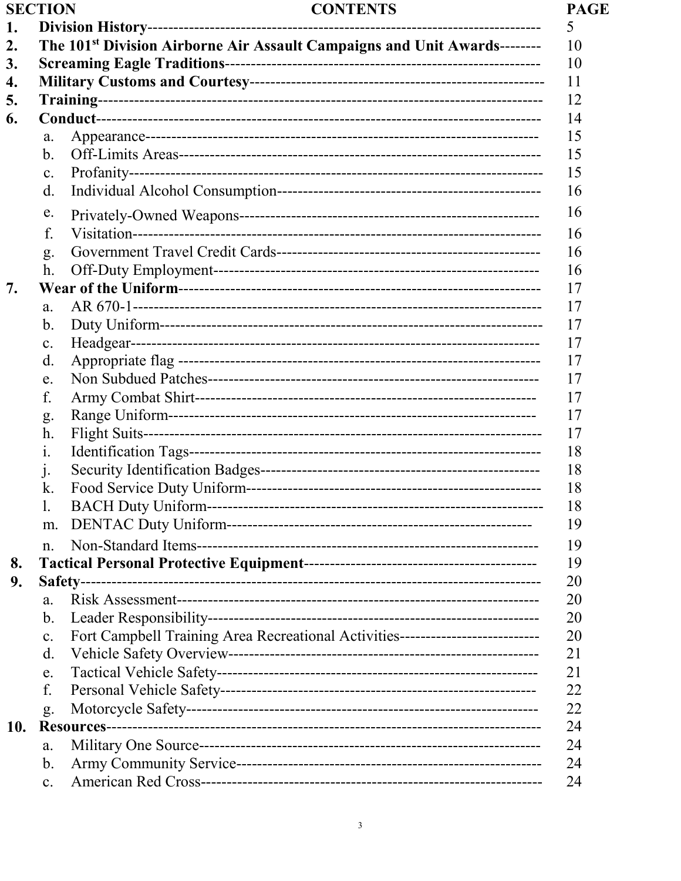| SECTION | CONTENTS | PAGE |
|---|---|---|
| **1.** | **Division History** | 5 |
| **2.** | **The 101st Division Airborne Air Assault Campaigns and Unit Awards** | 10 |
| **3.** | **Screaming Eagle Traditions** | 10 |
| **4.** | **Military Customs and Courtesy** | 11 |
| **5.** | **Training** | 12 |
| **6.** | **Conduct** | 14 |
| | a. Appearance | 15 |
| | b. Off-Limits Areas | 15 |
| | c. Profanity | 15 |
| | d. Individual Alcohol Consumption | 16 |
| | e. Privately-Owned Weapons | 16 |
| | f. Visitation | 16 |
| | g. Government Travel Credit Cards | 16 |
| | h. Off-Duty Employment | 16 |
| **7.** | **Wear of the Uniform** | 17 |
| | a. AR 670-1 | 17 |
| | b. Duty Uniform | 17 |
| | c. Headgear | 17 |
| | d. Appropriate flag | 17 |
| | e. Non Subdued Patches | 17 |
| | f. Army Combat Shirt | 17 |
| | g. Range Uniform | 17 |
| | h. Flight Suits | 17 |
| | i. Identification Tags | 18 |
| | j. Security Identification Badges | 18 |
| | k. Food Service Duty Uniform | 18 |
| | l. BACH Duty Uniform | 18 |
| | m. DENTAC Duty Uniform | 19 |
| | n. Non-Standard Items | 19 |
| **8.** | **Tactical Personal Protective Equipment** | 19 |
| **9.** | **Safety** | 20 |
| | a. Risk Assessment | 20 |
| | b. Leader Responsibility | 20 |
| | c. Fort Campbell Training Area Recreational Activities | 20 |
| | d. Vehicle Safety Overview | 21 |
| | e. Tactical Vehicle Safety | 21 |
| | f. Personal Vehicle Safety | 22 |
| | g. Motorcycle Safety | 22 |
| **10.** | **Resources** | 24 |
| | a. Military One Source | 24 |
| | b. Army Community Service | 24 |
| | c. American Red Cross | 24 |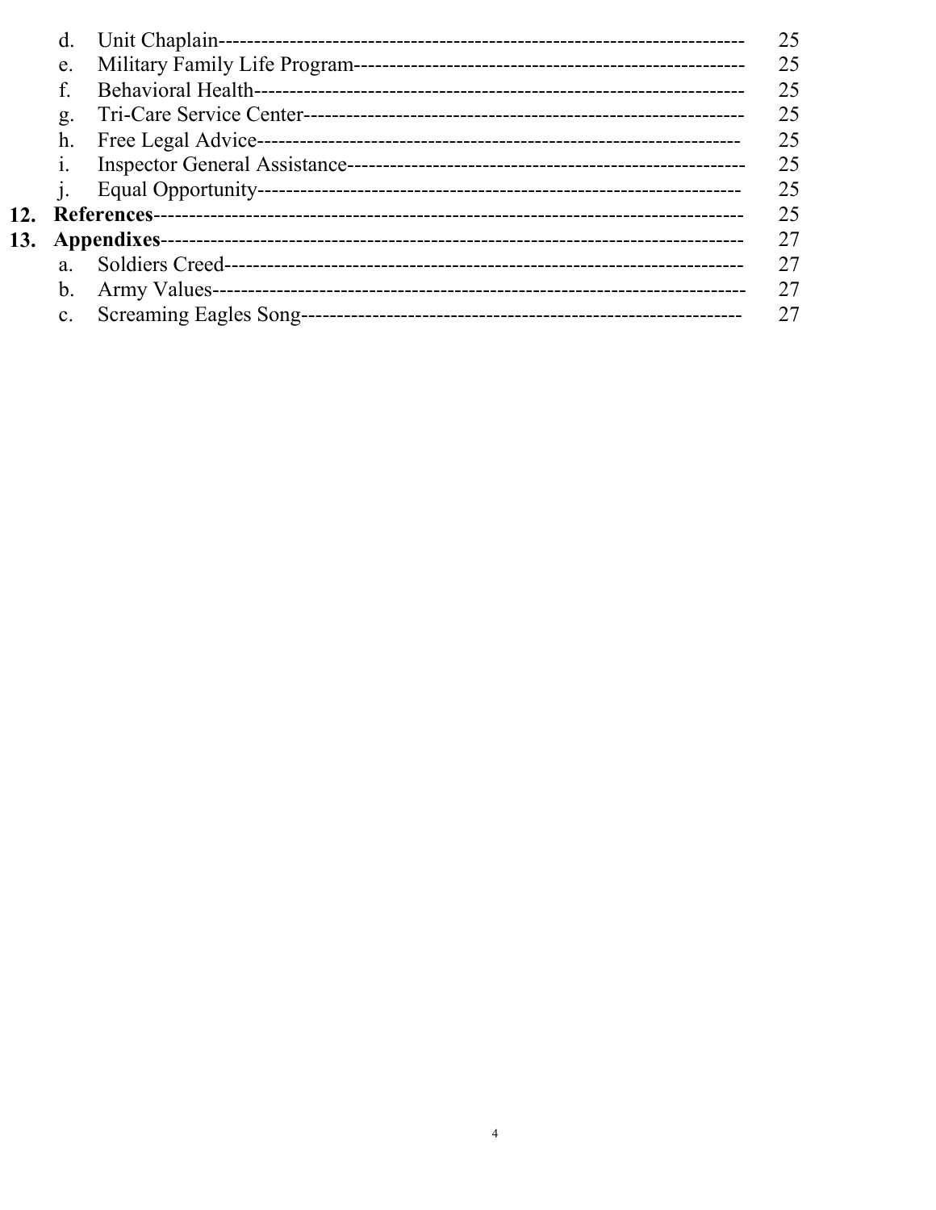d. Unit Chaplain------------------------------------------------------------------------ 25
e. Military Family Life Program------------------------------------------------------ 25
f. Behavioral Health------------------------------------------------------------------- 25
g. Tri-Care Service Center-------------------------------------------------------------- 25
h. Free Legal Advice-------------------------------------------------------------------- 25
i. Inspector General Assistance------------------------------------------------------- 25
j. Equal Opportunity-------------------------------------------------------------------- 25

**12. References**------------------------------------------------------------------------------ 25

**13. Appendixes**---------------------------------------------------------------------------- 27

a. Soldiers Creed------------------------------------------------------------------------- 27
b. Army Values--------------------------------------------------------------------------- 27
c. Screaming Eagles Song---------------------------------------------------------------- 27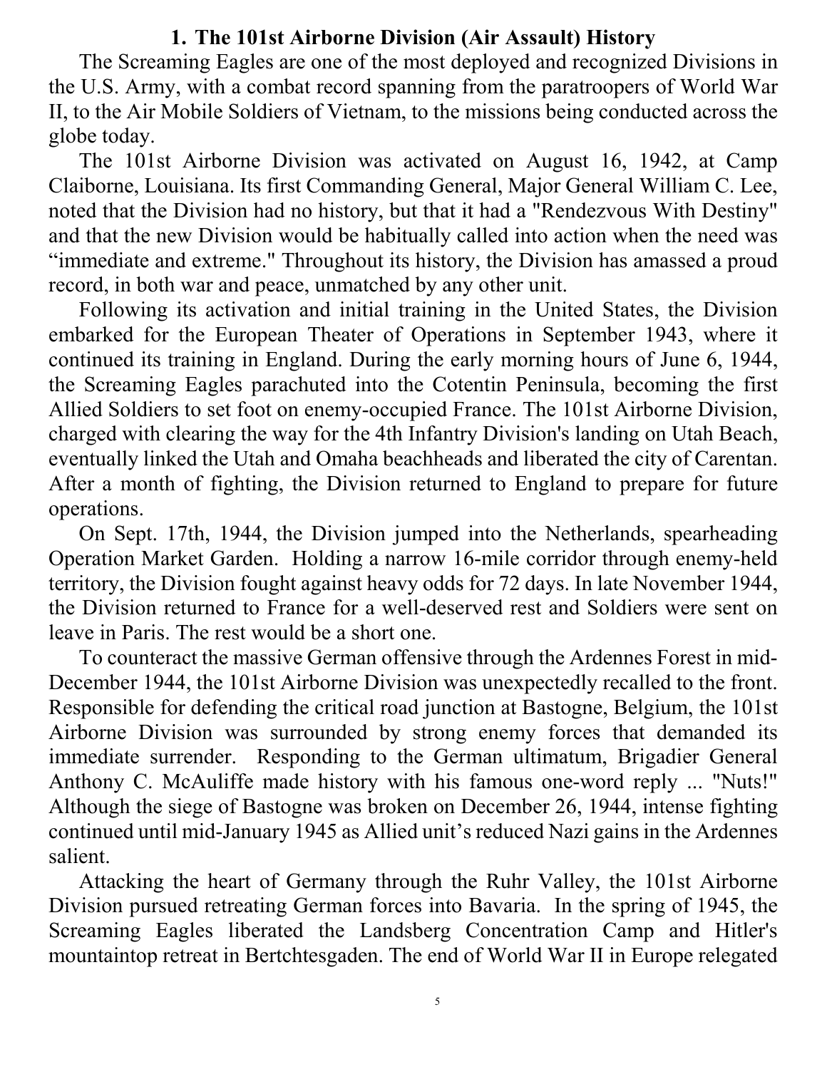# 1. The 101st Airborne Division (Air Assault) History

The Screaming Eagles are one of the most deployed and recognized Divisions in the U.S. Army, with a combat record spanning from the paratroopers of World War II, to the Air Mobile Soldiers of Vietnam, to the missions being conducted across the globe today.

The 101st Airborne Division was activated on August 16, 1942, at Camp Claiborne, Louisiana. Its first Commanding General, Major General William C. Lee, noted that the Division had no history, but that it had a "Rendezvous With Destiny" and that the new Division would be habitually called into action when the need was "immediate and extreme." Throughout its history, the Division has amassed a proud record, in both war and peace, unmatched by any other unit.

Following its activation and initial training in the United States, the Division embarked for the European Theater of Operations in September 1943, where it continued its training in England. During the early morning hours of June 6, 1944, the Screaming Eagles parachuted into the Cotentin Peninsula, becoming the first Allied Soldiers to set foot on enemy-occupied France. The 101st Airborne Division, charged with clearing the way for the 4th Infantry Division's landing on Utah Beach, eventually linked the Utah and Omaha beachheads and liberated the city of Carentan. After a month of fighting, the Division returned to England to prepare for future operations.

On Sept. 17th, 1944, the Division jumped into the Netherlands, spearheading Operation Market Garden. Holding a narrow 16-mile corridor through enemy-held territory, the Division fought against heavy odds for 72 days. In late November 1944, the Division returned to France for a well-deserved rest and Soldiers were sent on leave in Paris. The rest would be a short one.

To counteract the massive German offensive through the Ardennes Forest in mid-December 1944, the 101st Airborne Division was unexpectedly recalled to the front. Responsible for defending the critical road junction at Bastogne, Belgium, the 101st Airborne Division was surrounded by strong enemy forces that demanded its immediate surrender. Responding to the German ultimatum, Brigadier General Anthony C. McAuliffe made history with his famous one-word reply ... "Nuts!" Although the siege of Bastogne was broken on December 26, 1944, intense fighting continued until mid-January 1945 as Allied unit's reduced Nazi gains in the Ardennes salient.

Attacking the heart of Germany through the Ruhr Valley, the 101st Airborne Division pursued retreating German forces into Bavaria. In the spring of 1945, the Screaming Eagles liberated the Landsberg Concentration Camp and Hitler's mountaintop retreat in Bertchtesgaden. The end of World War II in Europe relegated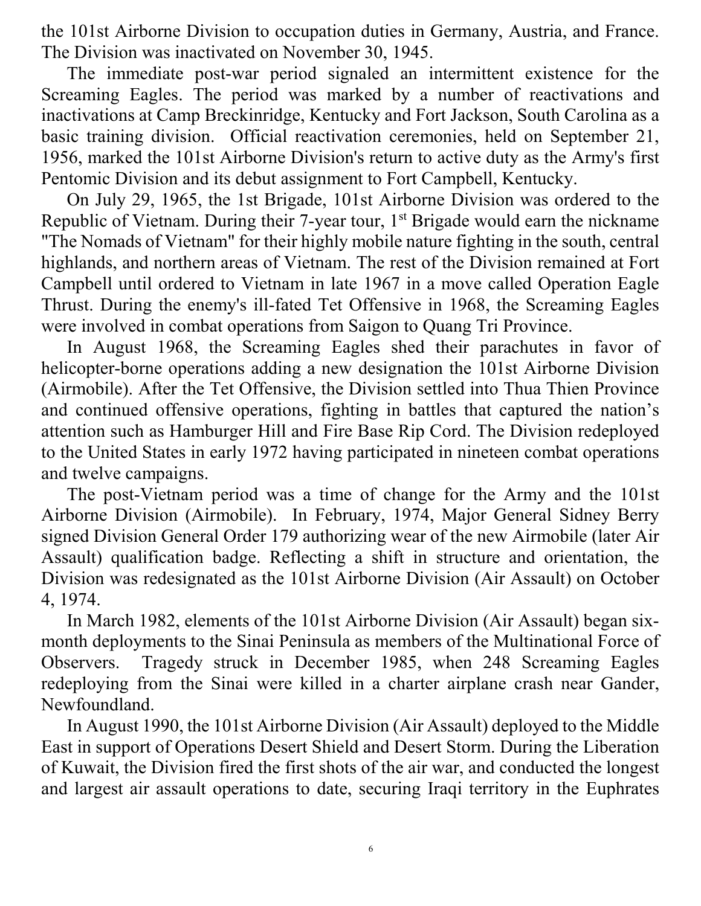the 101st Airborne Division to occupation duties in Germany, Austria, and France. The Division was inactivated on November 30, 1945.

The immediate post-war period signaled an intermittent existence for the Screaming Eagles. The period was marked by a number of reactivations and inactivations at Camp Breckinridge, Kentucky and Fort Jackson, South Carolina as a basic training division. Official reactivation ceremonies, held on September 21, 1956, marked the 101st Airborne Division's return to active duty as the Army's first Pentomic Division and its debut assignment to Fort Campbell, Kentucky.

On July 29, 1965, the 1st Brigade, 101st Airborne Division was ordered to the Republic of Vietnam. During their 7-year tour, 1st Brigade would earn the nickname "The Nomads of Vietnam" for their highly mobile nature fighting in the south, central highlands, and northern areas of Vietnam. The rest of the Division remained at Fort Campbell until ordered to Vietnam in late 1967 in a move called Operation Eagle Thrust. During the enemy's ill-fated Tet Offensive in 1968, the Screaming Eagles were involved in combat operations from Saigon to Quang Tri Province.

In August 1968, the Screaming Eagles shed their parachutes in favor of helicopter-borne operations adding a new designation the 101st Airborne Division (Airmobile). After the Tet Offensive, the Division settled into Thua Thien Province and continued offensive operations, fighting in battles that captured the nation's attention such as Hamburger Hill and Fire Base Rip Cord. The Division redeployed to the United States in early 1972 having participated in nineteen combat operations and twelve campaigns.

The post-Vietnam period was a time of change for the Army and the 101st Airborne Division (Airmobile). In February, 1974, Major General Sidney Berry signed Division General Order 179 authorizing wear of the new Airmobile (later Air Assault) qualification badge. Reflecting a shift in structure and orientation, the Division was redesignated as the 101st Airborne Division (Air Assault) on October 4, 1974.

In March 1982, elements of the 101st Airborne Division (Air Assault) began six-month deployments to the Sinai Peninsula as members of the Multinational Force of Observers. Tragedy struck in December 1985, when 248 Screaming Eagles redeploying from the Sinai were killed in a charter airplane crash near Gander, Newfoundland.

In August 1990, the 101st Airborne Division (Air Assault) deployed to the Middle East in support of Operations Desert Shield and Desert Storm. During the Liberation of Kuwait, the Division fired the first shots of the air war, and conducted the longest and largest air assault operations to date, securing Iraqi territory in the Euphrates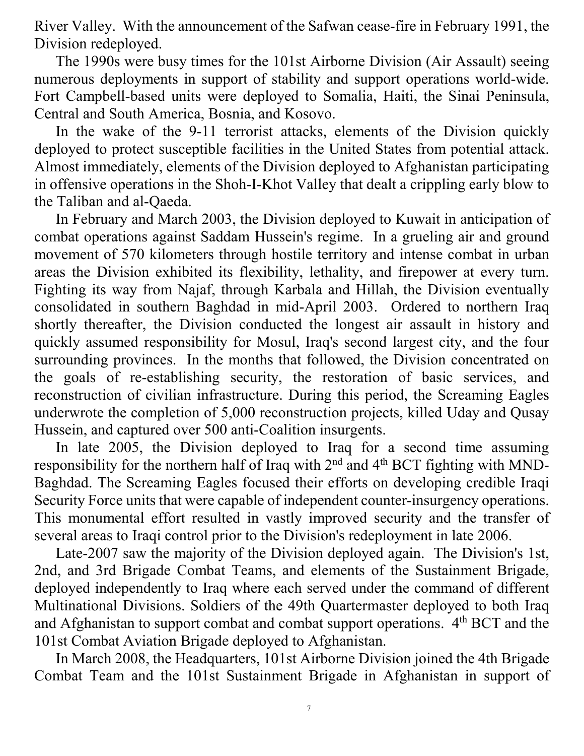River Valley. With the announcement of the Safwan cease-fire in February 1991, the Division redeployed.

The 1990s were busy times for the 101st Airborne Division (Air Assault) seeing numerous deployments in support of stability and support operations world-wide. Fort Campbell-based units were deployed to Somalia, Haiti, the Sinai Peninsula, Central and South America, Bosnia, and Kosovo.

In the wake of the 9-11 terrorist attacks, elements of the Division quickly deployed to protect susceptible facilities in the United States from potential attack. Almost immediately, elements of the Division deployed to Afghanistan participating in offensive operations in the Shoh-I-Khot Valley that dealt a crippling early blow to the Taliban and al-Qaeda.

In February and March 2003, the Division deployed to Kuwait in anticipation of combat operations against Saddam Hussein's regime. In a grueling air and ground movement of 570 kilometers through hostile territory and intense combat in urban areas the Division exhibited its flexibility, lethality, and firepower at every turn. Fighting its way from Najaf, through Karbala and Hillah, the Division eventually consolidated in southern Baghdad in mid-April 2003. Ordered to northern Iraq shortly thereafter, the Division conducted the longest air assault in history and quickly assumed responsibility for Mosul, Iraq's second largest city, and the four surrounding provinces. In the months that followed, the Division concentrated on the goals of re-establishing security, the restoration of basic services, and reconstruction of civilian infrastructure. During this period, the Screaming Eagles underwrote the completion of 5,000 reconstruction projects, killed Uday and Qusay Hussein, and captured over 500 anti-Coalition insurgents.

In late 2005, the Division deployed to Iraq for a second time assuming responsibility for the northern half of Iraq with 2nd and 4th BCT fighting with MND-Baghdad. The Screaming Eagles focused their efforts on developing credible Iraqi Security Force units that were capable of independent counter-insurgency operations. This monumental effort resulted in vastly improved security and the transfer of several areas to Iraqi control prior to the Division's redeployment in late 2006.

Late-2007 saw the majority of the Division deployed again. The Division's 1st, 2nd, and 3rd Brigade Combat Teams, and elements of the Sustainment Brigade, deployed independently to Iraq where each served under the command of different Multinational Divisions. Soldiers of the 49th Quartermaster deployed to both Iraq and Afghanistan to support combat and combat support operations. 4th BCT and the 101st Combat Aviation Brigade deployed to Afghanistan.

In March 2008, the Headquarters, 101st Airborne Division joined the 4th Brigade Combat Team and the 101st Sustainment Brigade in Afghanistan in support of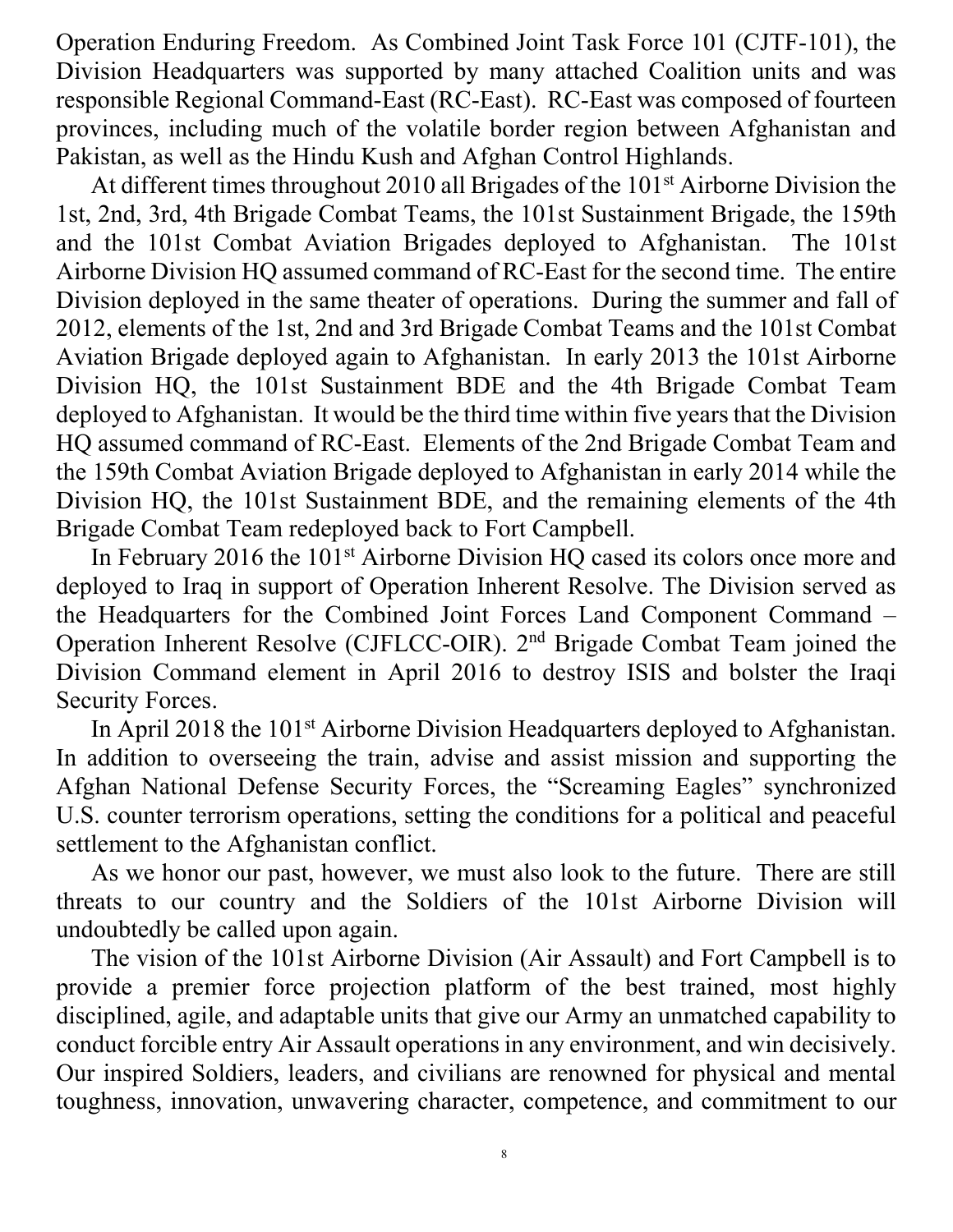Operation Enduring Freedom. As Combined Joint Task Force 101 (CJTF-101), the Division Headquarters was supported by many attached Coalition units and was responsible Regional Command-East (RC-East). RC-East was composed of fourteen provinces, including much of the volatile border region between Afghanistan and Pakistan, as well as the Hindu Kush and Afghan Control Highlands.

At different times throughout 2010 all Brigades of the 101st Airborne Division the 1st, 2nd, 3rd, 4th Brigade Combat Teams, the 101st Sustainment Brigade, the 159th and the 101st Combat Aviation Brigades deployed to Afghanistan. The 101st Airborne Division HQ assumed command of RC-East for the second time. The entire Division deployed in the same theater of operations. During the summer and fall of 2012, elements of the 1st, 2nd and 3rd Brigade Combat Teams and the 101st Combat Aviation Brigade deployed again to Afghanistan. In early 2013 the 101st Airborne Division HQ, the 101st Sustainment BDE and the 4th Brigade Combat Team deployed to Afghanistan. It would be the third time within five years that the Division HQ assumed command of RC-East. Elements of the 2nd Brigade Combat Team and the 159th Combat Aviation Brigade deployed to Afghanistan in early 2014 while the Division HQ, the 101st Sustainment BDE, and the remaining elements of the 4th Brigade Combat Team redeployed back to Fort Campbell.

In February 2016 the 101st Airborne Division HQ cased its colors once more and deployed to Iraq in support of Operation Inherent Resolve. The Division served as the Headquarters for the Combined Joint Forces Land Component Command – Operation Inherent Resolve (CJFLCC-OIR). 2nd Brigade Combat Team joined the Division Command element in April 2016 to destroy ISIS and bolster the Iraqi Security Forces.

In April 2018 the 101st Airborne Division Headquarters deployed to Afghanistan. In addition to overseeing the train, advise and assist mission and supporting the Afghan National Defense Security Forces, the "Screaming Eagles" synchronized U.S. counter terrorism operations, setting the conditions for a political and peaceful settlement to the Afghanistan conflict.

As we honor our past, however, we must also look to the future. There are still threats to our country and the Soldiers of the 101st Airborne Division will undoubtedly be called upon again.

The vision of the 101st Airborne Division (Air Assault) and Fort Campbell is to provide a premier force projection platform of the best trained, most highly disciplined, agile, and adaptable units that give our Army an unmatched capability to conduct forcible entry Air Assault operations in any environment, and win decisively. Our inspired Soldiers, leaders, and civilians are renowned for physical and mental toughness, innovation, unwavering character, competence, and commitment to our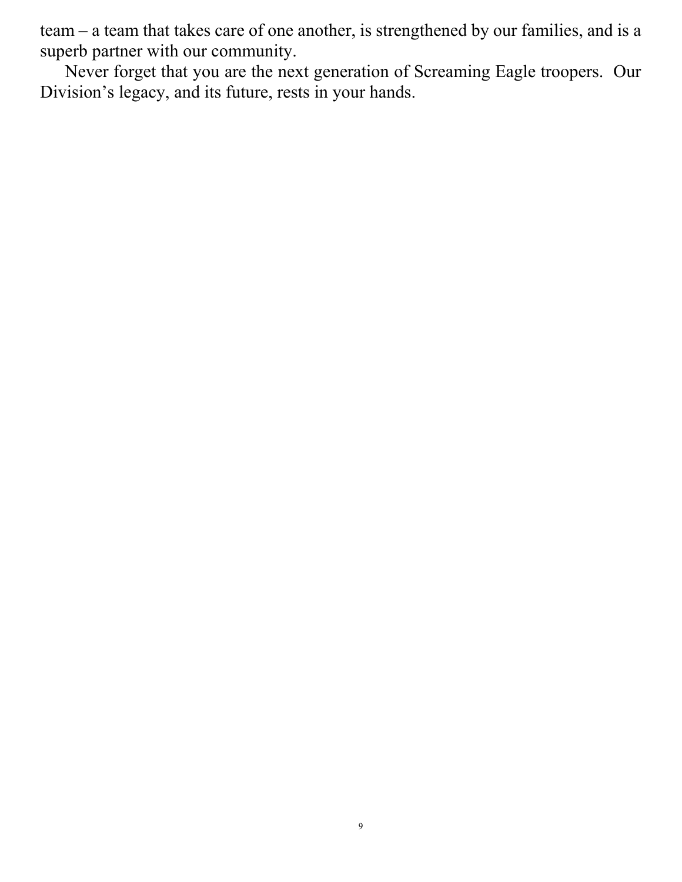team – a team that takes care of one another, is strengthened by our families, and is a superb partner with our community.

Never forget that you are the next generation of Screaming Eagle troopers. Our Division's legacy, and its future, rests in your hands.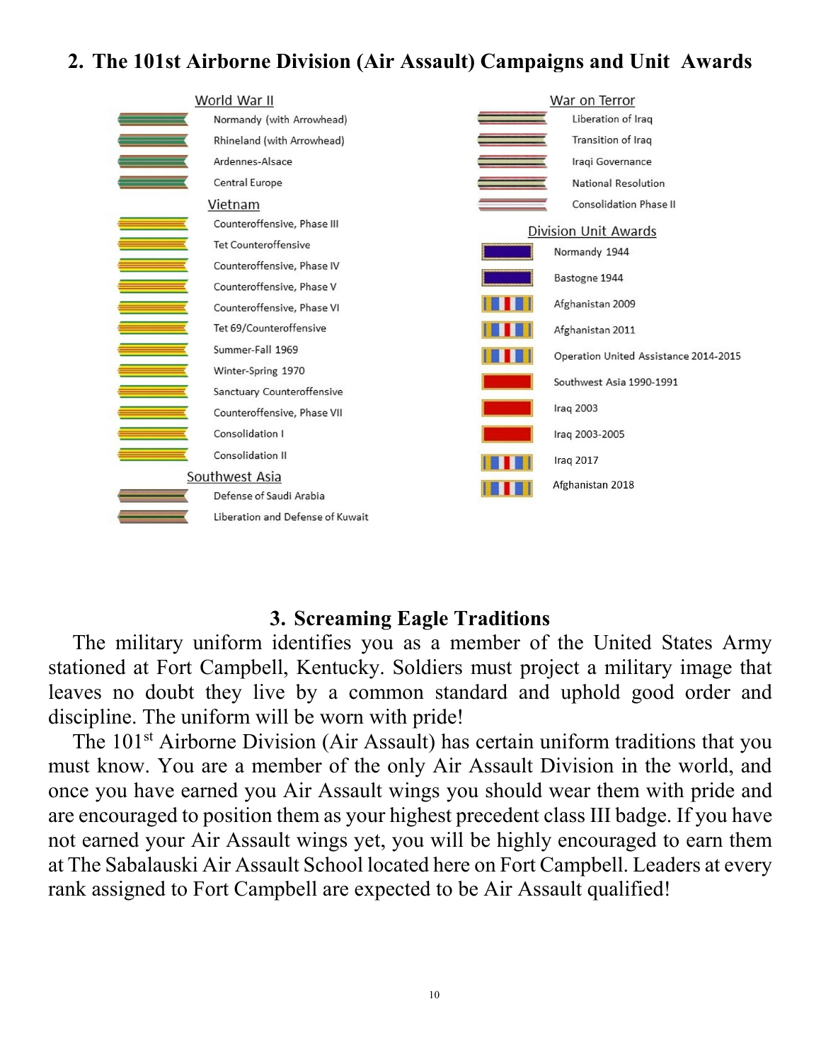## 2. The 101st Airborne Division (Air Assault) Campaigns and Unit Awards

**World War II**

- Normandy (with Arrowhead)
- Rhineland (with Arrowhead)
- Ardennes-Alsace
- Central Europe

**Vietnam**

- Counteroffensive, Phase III
- Tet Counteroffensive
- Counteroffensive, Phase IV
- Counteroffensive, Phase V
- Counteroffensive, Phase VI
- Tet 69/Counteroffensive
- Summer-Fall 1969
- Winter-Spring 1970
- Sanctuary Counteroffensive
- Counteroffensive, Phase VII
- Consolidation I
- Consolidation II

**Southwest Asia**

- Defense of Saudi Arabia
- Liberation and Defense of Kuwait

**War on Terror**

- Liberation of Iraq
- Transition of Iraq
- Iraqi Governance
- National Resolution
- Consolidation Phase II

**Division Unit Awards**

- Normandy 1944
- Bastogne 1944
- Afghanistan 2009
- Afghanistan 2011
- Operation United Assistance 2014-2015
- Southwest Asia 1990-1991
- Iraq 2003
- Iraq 2003-2005
- Iraq 2017
- Afghanistan 2018

## 3. Screaming Eagle Traditions

The military uniform identifies you as a member of the United States Army stationed at Fort Campbell, Kentucky. Soldiers must project a military image that leaves no doubt they live by a common standard and uphold good order and discipline. The uniform will be worn with pride!

The 101st Airborne Division (Air Assault) has certain uniform traditions that you must know. You are a member of the only Air Assault Division in the world, and once you have earned you Air Assault wings you should wear them with pride and are encouraged to position them as your highest precedent class III badge. If you have not earned your Air Assault wings yet, you will be highly encouraged to earn them at The Sabalauski Air Assault School located here on Fort Campbell. Leaders at every rank assigned to Fort Campbell are expected to be Air Assault qualified!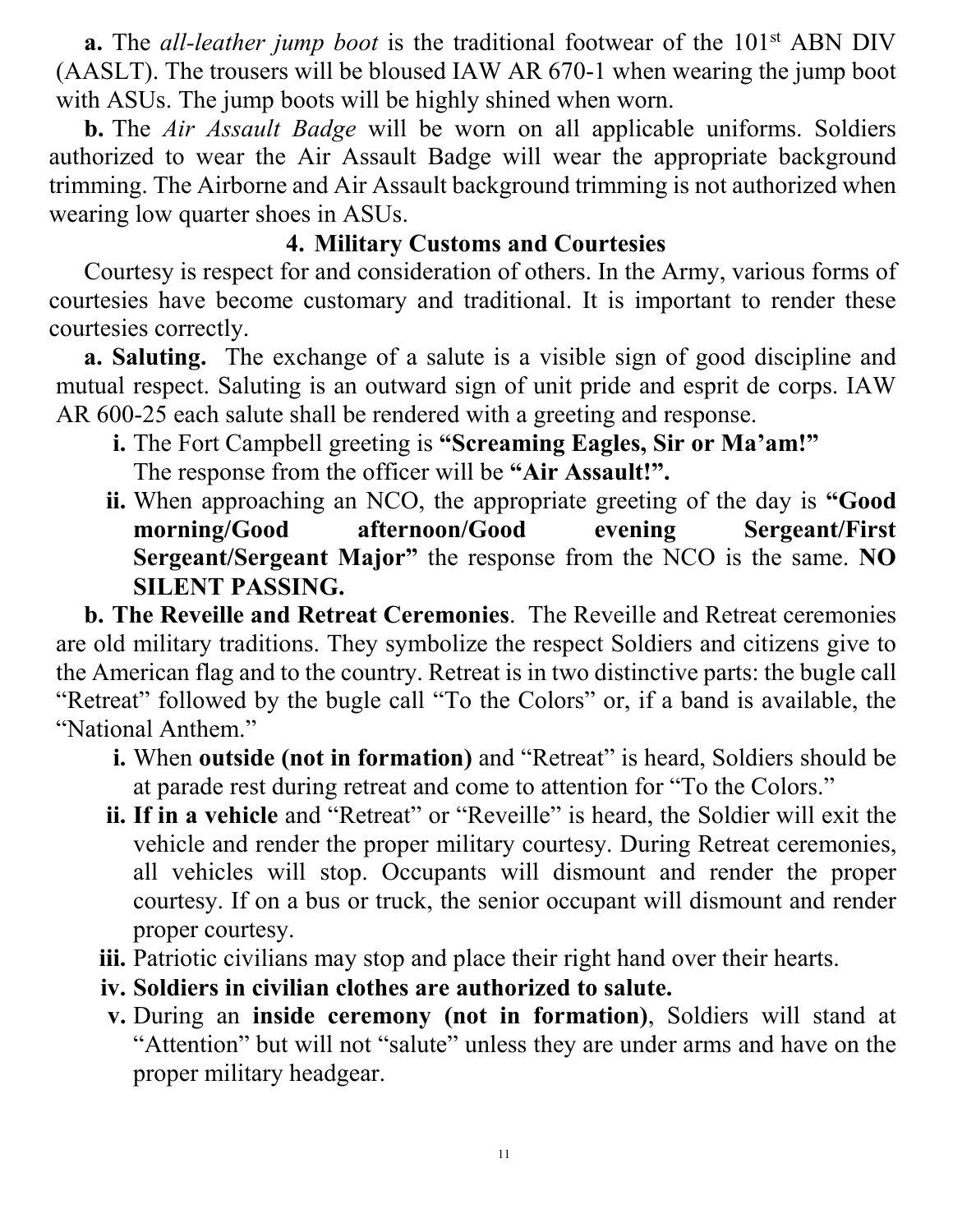**a.** The *all-leather jump boot* is the traditional footwear of the 101st ABN DIV (AASLT). The trousers will be bloused IAW AR 670-1 when wearing the jump boot with ASUs. The jump boots will be highly shined when worn.

**b.** The *Air Assault Badge* will be worn on all applicable uniforms. Soldiers authorized to wear the Air Assault Badge will wear the appropriate background trimming. The Airborne and Air Assault background trimming is not authorized when wearing low quarter shoes in ASUs.

## 4. Military Customs and Courtesies

Courtesy is respect for and consideration of others. In the Army, various forms of courtesies have become customary and traditional. It is important to render these courtesies correctly.

**a. Saluting.** The exchange of a salute is a visible sign of good discipline and mutual respect. Saluting is an outward sign of unit pride and esprit de corps. IAW AR 600-25 each salute shall be rendered with a greeting and response.

- **i.** The Fort Campbell greeting is **"Screaming Eagles, Sir or Ma'am!"** The response from the officer will be **"Air Assault!".**
- **ii.** When approaching an NCO, the appropriate greeting of the day is **"Good morning/Good afternoon/Good evening Sergeant/First Sergeant/Sergeant Major"** the response from the NCO is the same. **NO SILENT PASSING.**

**b. The Reveille and Retreat Ceremonies**. The Reveille and Retreat ceremonies are old military traditions. They symbolize the respect Soldiers and citizens give to the American flag and to the country. Retreat is in two distinctive parts: the bugle call "Retreat" followed by the bugle call "To the Colors" or, if a band is available, the "National Anthem."

- **i.** When **outside (not in formation)** and "Retreat" is heard, Soldiers should be at parade rest during retreat and come to attention for "To the Colors."
- **ii. If in a vehicle** and "Retreat" or "Reveille" is heard, the Soldier will exit the vehicle and render the proper military courtesy. During Retreat ceremonies, all vehicles will stop. Occupants will dismount and render the proper courtesy. If on a bus or truck, the senior occupant will dismount and render proper courtesy.
- **iii.** Patriotic civilians may stop and place their right hand over their hearts.
- **iv. Soldiers in civilian clothes are authorized to salute.**
- **v.** During an **inside ceremony (not in formation)**, Soldiers will stand at "Attention" but will not "salute" unless they are under arms and have on the proper military headgear.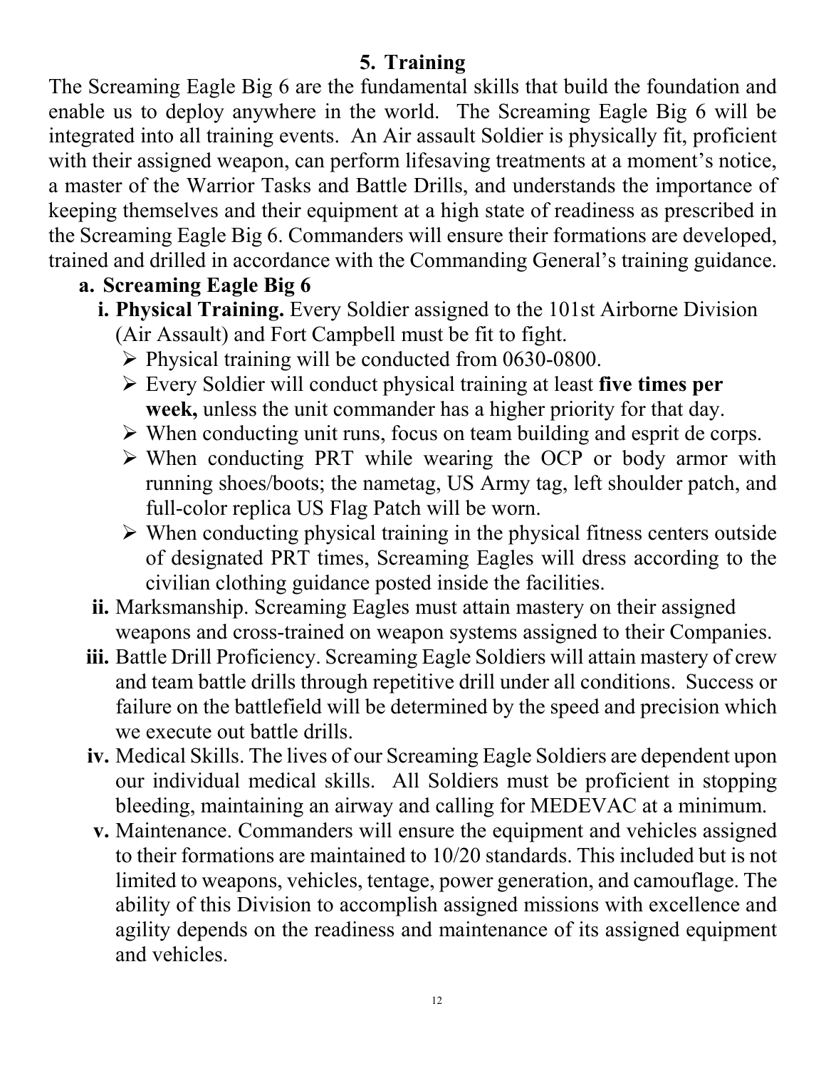## 5. Training

The Screaming Eagle Big 6 are the fundamental skills that build the foundation and enable us to deploy anywhere in the world. The Screaming Eagle Big 6 will be integrated into all training events. An Air assault Soldier is physically fit, proficient with their assigned weapon, can perform lifesaving treatments at a moment's notice, a master of the Warrior Tasks and Battle Drills, and understands the importance of keeping themselves and their equipment at a high state of readiness as prescribed in the Screaming Eagle Big 6. Commanders will ensure their formations are developed, trained and drilled in accordance with the Commanding General's training guidance.

### a. Screaming Eagle Big 6

i. **Physical Training.** Every Soldier assigned to the 101st Airborne Division (Air Assault) and Fort Campbell must be fit to fight.

- Physical training will be conducted from 0630-0800.
- Every Soldier will conduct physical training at least **five times per week,** unless the unit commander has a higher priority for that day.
- When conducting unit runs, focus on team building and esprit de corps.
- When conducting PRT while wearing the OCP or body armor with running shoes/boots; the nametag, US Army tag, left shoulder patch, and full-color replica US Flag Patch will be worn.
- When conducting physical training in the physical fitness centers outside of designated PRT times, Screaming Eagles will dress according to the civilian clothing guidance posted inside the facilities.

ii. Marksmanship. Screaming Eagles must attain mastery on their assigned weapons and cross-trained on weapon systems assigned to their Companies.

iii. Battle Drill Proficiency. Screaming Eagle Soldiers will attain mastery of crew and team battle drills through repetitive drill under all conditions. Success or failure on the battlefield will be determined by the speed and precision which we execute out battle drills.

iv. Medical Skills. The lives of our Screaming Eagle Soldiers are dependent upon our individual medical skills. All Soldiers must be proficient in stopping bleeding, maintaining an airway and calling for MEDEVAC at a minimum.

v. Maintenance. Commanders will ensure the equipment and vehicles assigned to their formations are maintained to 10/20 standards. This included but is not limited to weapons, vehicles, tentage, power generation, and camouflage. The ability of this Division to accomplish assigned missions with excellence and agility depends on the readiness and maintenance of its assigned equipment and vehicles.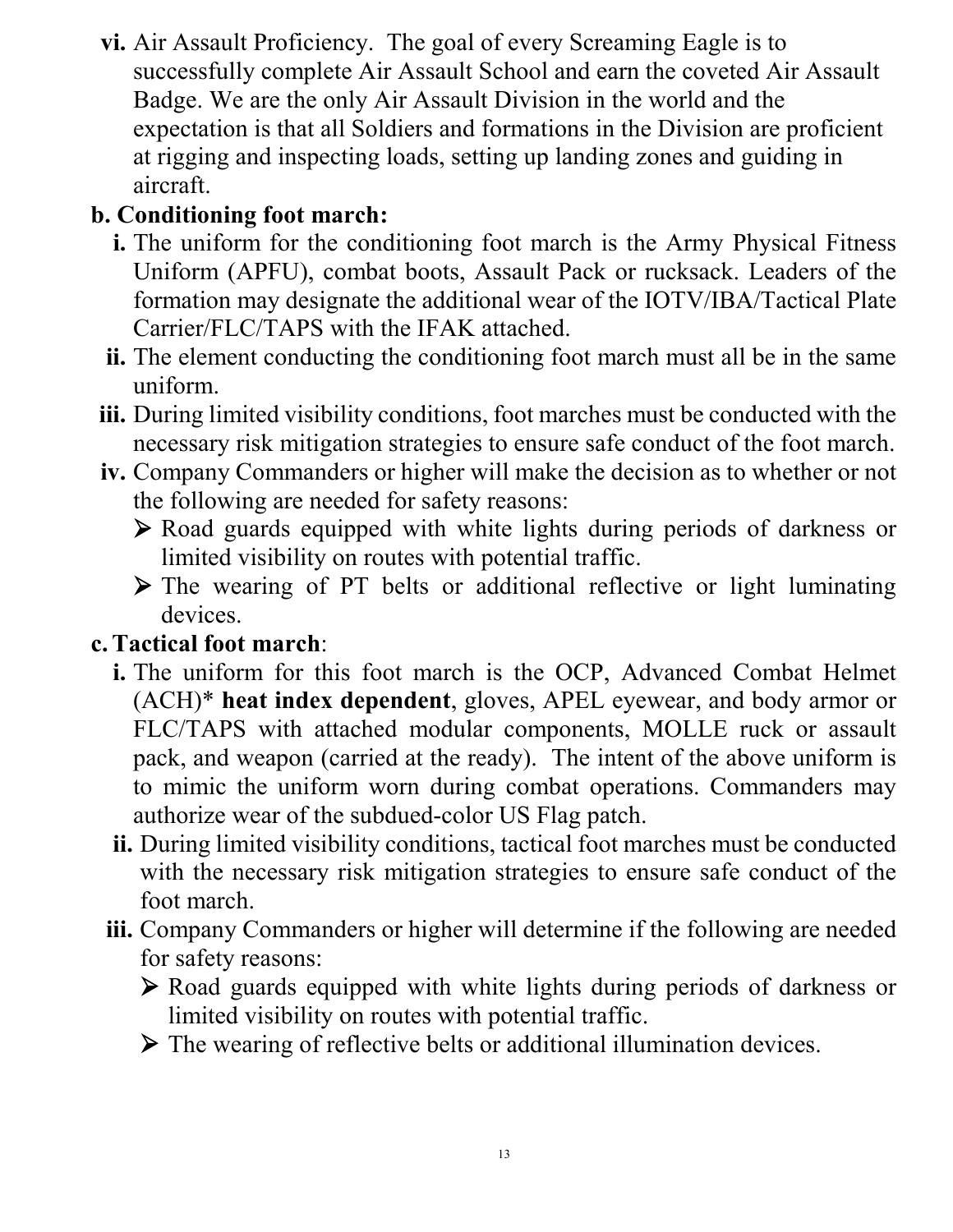vi. Air Assault Proficiency. The goal of every Screaming Eagle is to successfully complete Air Assault School and earn the coveted Air Assault Badge. We are the only Air Assault Division in the world and the expectation is that all Soldiers and formations in the Division are proficient at rigging and inspecting loads, setting up landing zones and guiding in aircraft.

**b. Conditioning foot march:**

i. The uniform for the conditioning foot march is the Army Physical Fitness Uniform (APFU), combat boots, Assault Pack or rucksack. Leaders of the formation may designate the additional wear of the IOTV/IBA/Tactical Plate Carrier/FLC/TAPS with the IFAK attached.

ii. The element conducting the conditioning foot march must all be in the same uniform.

iii. During limited visibility conditions, foot marches must be conducted with the necessary risk mitigation strategies to ensure safe conduct of the foot march.

iv. Company Commanders or higher will make the decision as to whether or not the following are needed for safety reasons:

- Road guards equipped with white lights during periods of darkness or limited visibility on routes with potential traffic.
- The wearing of PT belts or additional reflective or light luminating devices.

**c. Tactical foot march**:

i. The uniform for this foot march is the OCP, Advanced Combat Helmet (ACH)* **heat index dependent**, gloves, APEL eyewear, and body armor or FLC/TAPS with attached modular components, MOLLE ruck or assault pack, and weapon (carried at the ready). The intent of the above uniform is to mimic the uniform worn during combat operations. Commanders may authorize wear of the subdued-color US Flag patch.

ii. During limited visibility conditions, tactical foot marches must be conducted with the necessary risk mitigation strategies to ensure safe conduct of the foot march.

iii. Company Commanders or higher will determine if the following are needed for safety reasons:

- Road guards equipped with white lights during periods of darkness or limited visibility on routes with potential traffic.
- The wearing of reflective belts or additional illumination devices.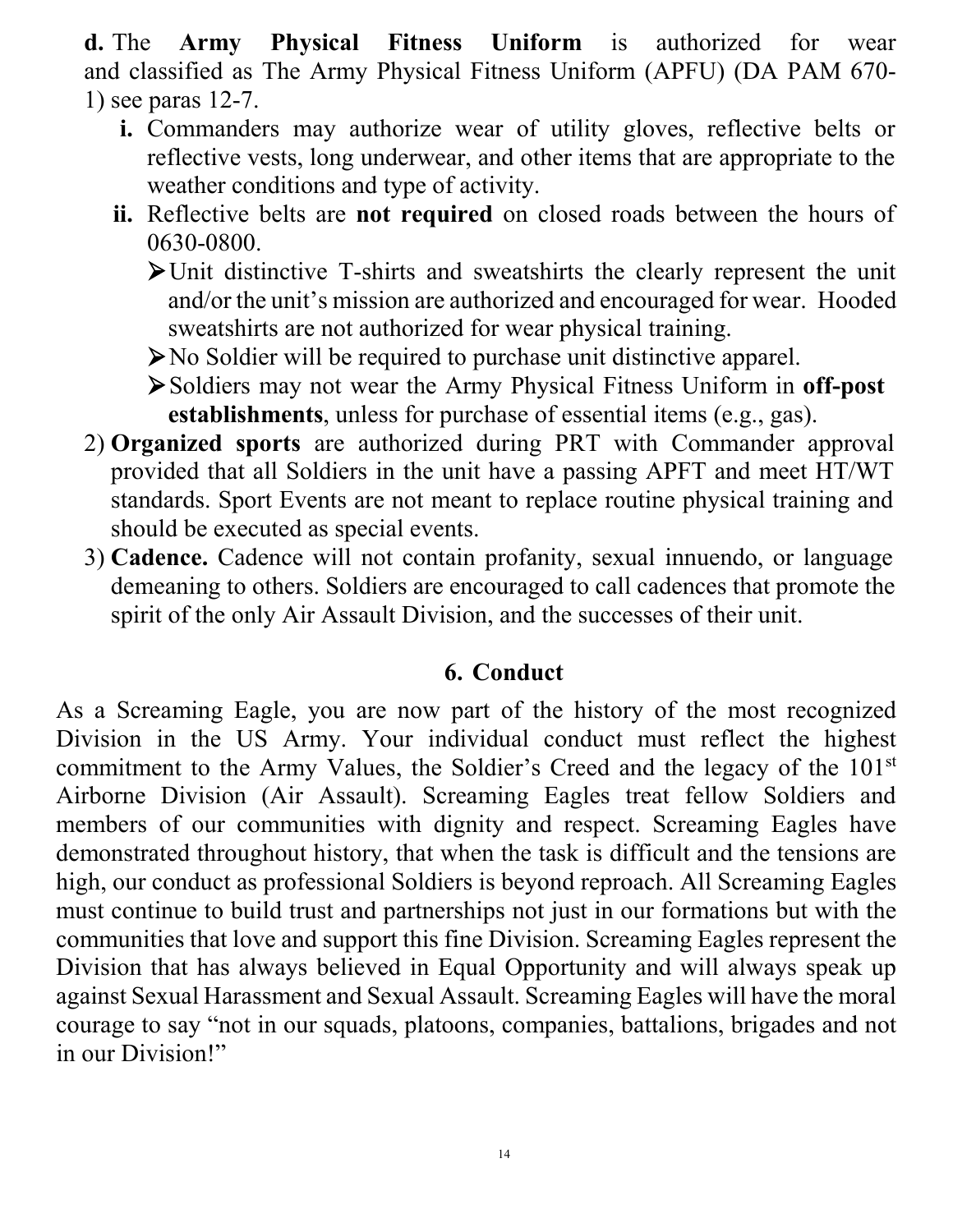**d.** The **Army Physical Fitness Uniform** is authorized for wear and classified as The Army Physical Fitness Uniform (APFU) (DA PAM 670-1) see paras 12-7.

- **i.** Commanders may authorize wear of utility gloves, reflective belts or reflective vests, long underwear, and other items that are appropriate to the weather conditions and type of activity.
- **ii.** Reflective belts are **not required** on closed roads between the hours of 0630-0800.
  - Unit distinctive T-shirts and sweatshirts the clearly represent the unit and/or the unit's mission are authorized and encouraged for wear. Hooded sweatshirts are not authorized for wear physical training.
  - No Soldier will be required to purchase unit distinctive apparel.
  - Soldiers may not wear the Army Physical Fitness Uniform in **off-post establishments**, unless for purchase of essential items (e.g., gas).

2) **Organized sports** are authorized during PRT with Commander approval provided that all Soldiers in the unit have a passing APFT and meet HT/WT standards. Sport Events are not meant to replace routine physical training and should be executed as special events.

3) **Cadence.** Cadence will not contain profanity, sexual innuendo, or language demeaning to others. Soldiers are encouraged to call cadences that promote the spirit of the only Air Assault Division, and the successes of their unit.

## 6. Conduct

As a Screaming Eagle, you are now part of the history of the most recognized Division in the US Army. Your individual conduct must reflect the highest commitment to the Army Values, the Soldier's Creed and the legacy of the 101st Airborne Division (Air Assault). Screaming Eagles treat fellow Soldiers and members of our communities with dignity and respect. Screaming Eagles have demonstrated throughout history, that when the task is difficult and the tensions are high, our conduct as professional Soldiers is beyond reproach. All Screaming Eagles must continue to build trust and partnerships not just in our formations but with the communities that love and support this fine Division. Screaming Eagles represent the Division that has always believed in Equal Opportunity and will always speak up against Sexual Harassment and Sexual Assault. Screaming Eagles will have the moral courage to say "not in our squads, platoons, companies, battalions, brigades and not in our Division!"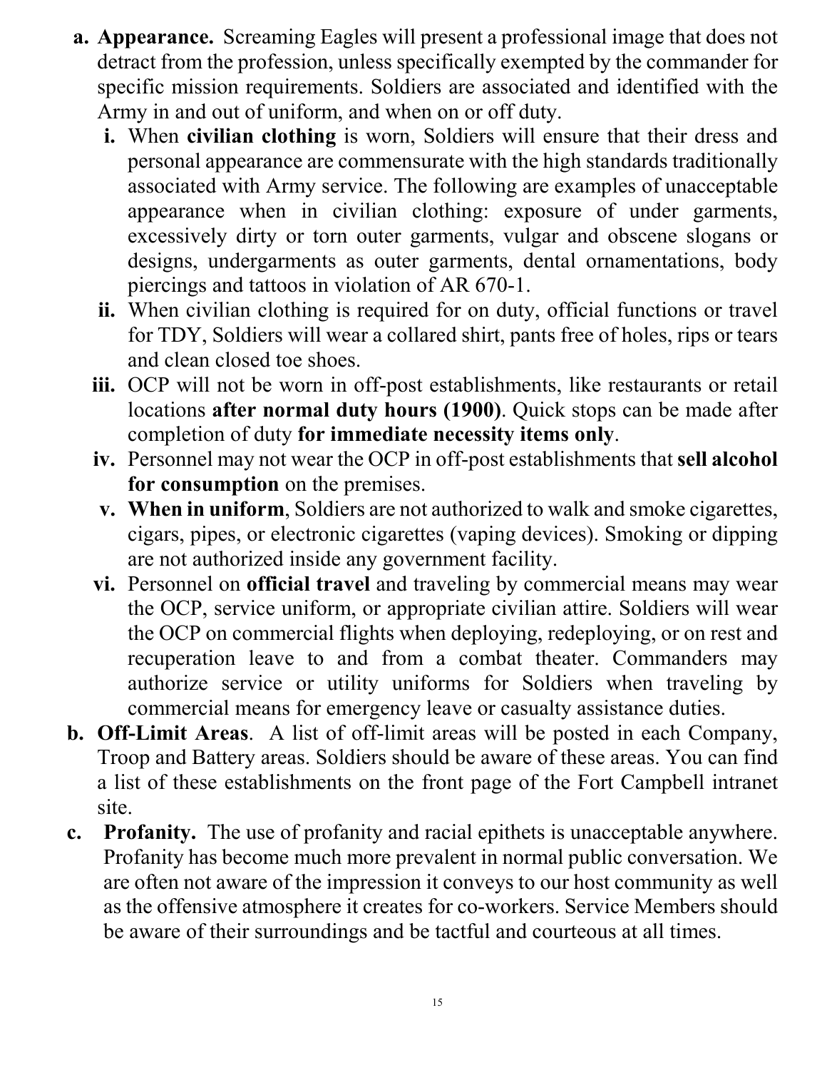a. **Appearance.** Screaming Eagles will present a professional image that does not detract from the profession, unless specifically exempted by the commander for specific mission requirements. Soldiers are associated and identified with the Army in and out of uniform, and when on or off duty.

   i. When **civilian clothing** is worn, Soldiers will ensure that their dress and personal appearance are commensurate with the high standards traditionally associated with Army service. The following are examples of unacceptable appearance when in civilian clothing: exposure of under garments, excessively dirty or torn outer garments, vulgar and obscene slogans or designs, undergarments as outer garments, dental ornamentations, body piercings and tattoos in violation of AR 670-1.

   ii. When civilian clothing is required for on duty, official functions or travel for TDY, Soldiers will wear a collared shirt, pants free of holes, rips or tears and clean closed toe shoes.

   iii. OCP will not be worn in off-post establishments, like restaurants or retail locations **after normal duty hours (1900)**. Quick stops can be made after completion of duty **for immediate necessity items only**.

   iv. Personnel may not wear the OCP in off-post establishments that **sell alcohol for consumption** on the premises.

   v. **When in uniform**, Soldiers are not authorized to walk and smoke cigarettes, cigars, pipes, or electronic cigarettes (vaping devices). Smoking or dipping are not authorized inside any government facility.

   vi. Personnel on **official travel** and traveling by commercial means may wear the OCP, service uniform, or appropriate civilian attire. Soldiers will wear the OCP on commercial flights when deploying, redeploying, or on rest and recuperation leave to and from a combat theater. Commanders may authorize service or utility uniforms for Soldiers when traveling by commercial means for emergency leave or casualty assistance duties.

b. **Off-Limit Areas**. A list of off-limit areas will be posted in each Company, Troop and Battery areas. Soldiers should be aware of these areas. You can find a list of these establishments on the front page of the Fort Campbell intranet site.

c. **Profanity.** The use of profanity and racial epithets is unacceptable anywhere. Profanity has become much more prevalent in normal public conversation. We are often not aware of the impression it conveys to our host community as well as the offensive atmosphere it creates for co-workers. Service Members should be aware of their surroundings and be tactful and courteous at all times.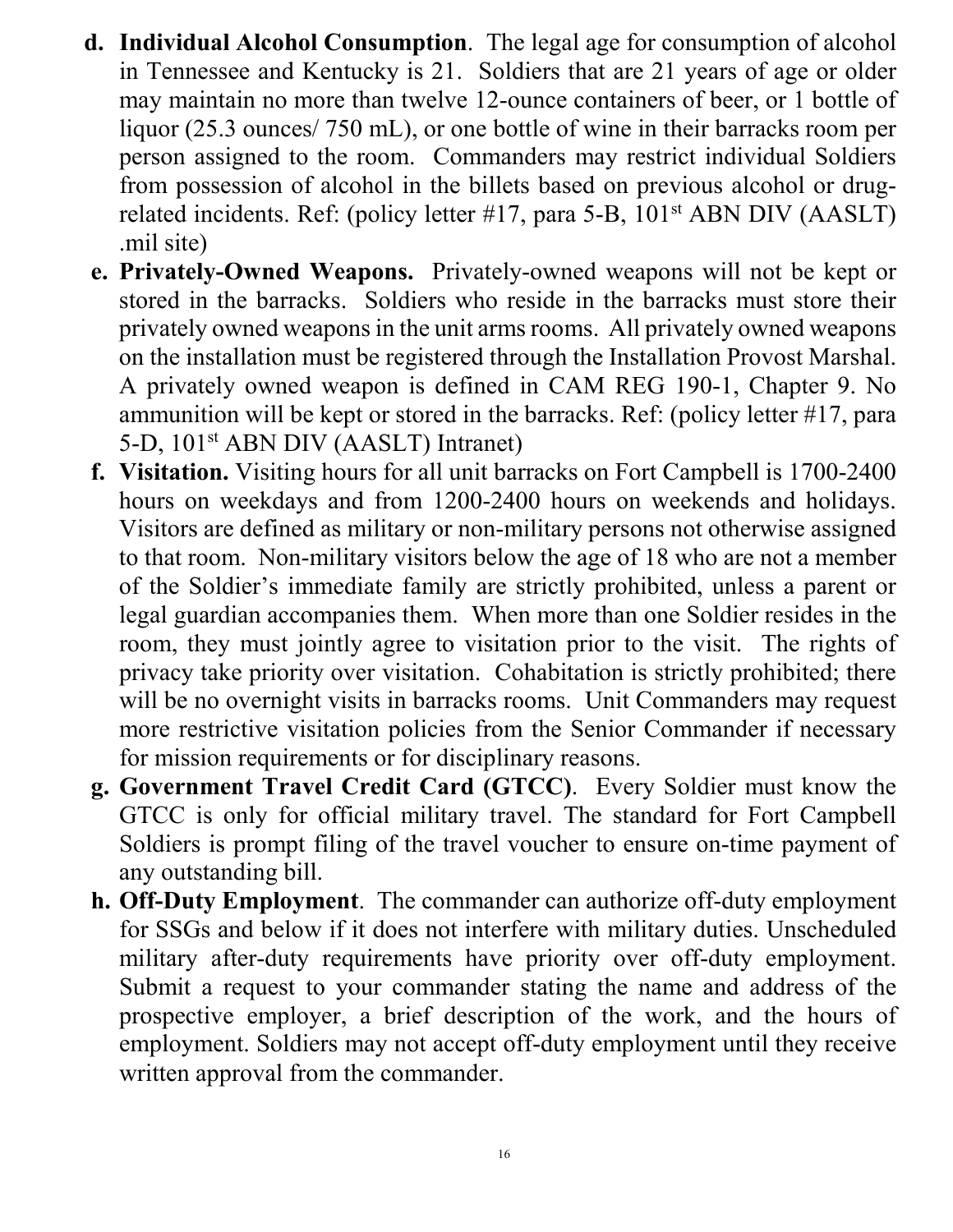d. **Individual Alcohol Consumption**. The legal age for consumption of alcohol in Tennessee and Kentucky is 21. Soldiers that are 21 years of age or older may maintain no more than twelve 12-ounce containers of beer, or 1 bottle of liquor (25.3 ounces/ 750 mL), or one bottle of wine in their barracks room per person assigned to the room. Commanders may restrict individual Soldiers from possession of alcohol in the billets based on previous alcohol or drug-related incidents. Ref: (policy letter #17, para 5-B, 101st ABN DIV (AASLT) .mil site)

e. **Privately-Owned Weapons.** Privately-owned weapons will not be kept or stored in the barracks. Soldiers who reside in the barracks must store their privately owned weapons in the unit arms rooms. All privately owned weapons on the installation must be registered through the Installation Provost Marshal. A privately owned weapon is defined in CAM REG 190-1, Chapter 9. No ammunition will be kept or stored in the barracks. Ref: (policy letter #17, para 5-D, 101st ABN DIV (AASLT) Intranet)

f. **Visitation.** Visiting hours for all unit barracks on Fort Campbell is 1700-2400 hours on weekdays and from 1200-2400 hours on weekends and holidays. Visitors are defined as military or non-military persons not otherwise assigned to that room. Non-military visitors below the age of 18 who are not a member of the Soldier's immediate family are strictly prohibited, unless a parent or legal guardian accompanies them. When more than one Soldier resides in the room, they must jointly agree to visitation prior to the visit. The rights of privacy take priority over visitation. Cohabitation is strictly prohibited; there will be no overnight visits in barracks rooms. Unit Commanders may request more restrictive visitation policies from the Senior Commander if necessary for mission requirements or for disciplinary reasons.

g. **Government Travel Credit Card (GTCC)**. Every Soldier must know the GTCC is only for official military travel. The standard for Fort Campbell Soldiers is prompt filing of the travel voucher to ensure on-time payment of any outstanding bill.

h. **Off-Duty Employment**. The commander can authorize off-duty employment for SSGs and below if it does not interfere with military duties. Unscheduled military after-duty requirements have priority over off-duty employment. Submit a request to your commander stating the name and address of the prospective employer, a brief description of the work, and the hours of employment. Soldiers may not accept off-duty employment until they receive written approval from the commander.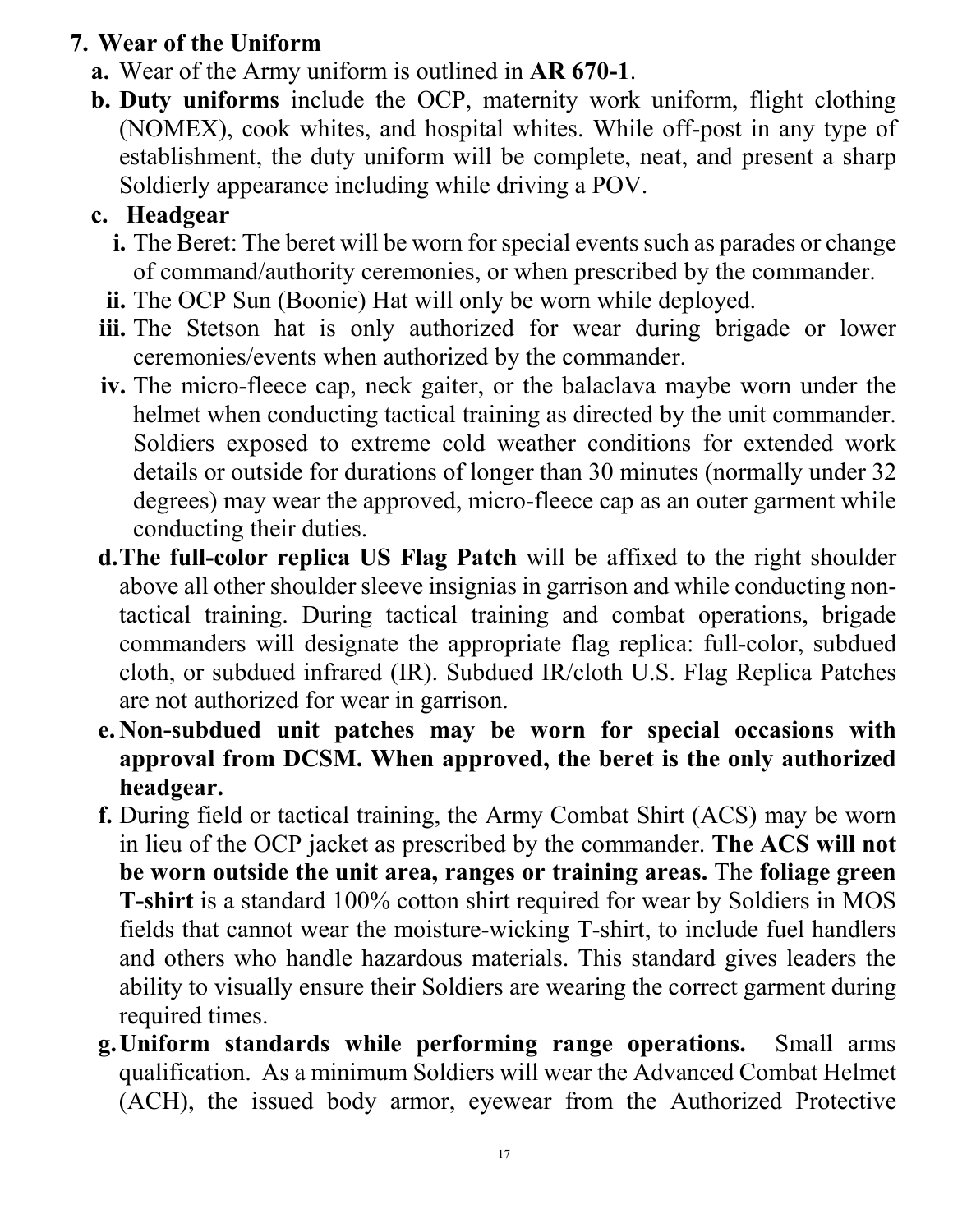7. **Wear of the Uniform**

   a. Wear of the Army uniform is outlined in **AR 670-1**.

   b. **Duty uniforms** include the OCP, maternity work uniform, flight clothing (NOMEX), cook whites, and hospital whites. While off-post in any type of establishment, the duty uniform will be complete, neat, and present a sharp Soldierly appearance including while driving a POV.

   c. **Headgear**

      i. The Beret: The beret will be worn for special events such as parades or change of command/authority ceremonies, or when prescribed by the commander.

      ii. The OCP Sun (Boonie) Hat will only be worn while deployed.

      iii. The Stetson hat is only authorized for wear during brigade or lower ceremonies/events when authorized by the commander.

      iv. The micro-fleece cap, neck gaiter, or the balaclava maybe worn under the helmet when conducting tactical training as directed by the unit commander. Soldiers exposed to extreme cold weather conditions for extended work details or outside for durations of longer than 30 minutes (normally under 32 degrees) may wear the approved, micro-fleece cap as an outer garment while conducting their duties.

   d. **The full-color replica US Flag Patch** will be affixed to the right shoulder above all other shoulder sleeve insignias in garrison and while conducting non-tactical training. During tactical training and combat operations, brigade commanders will designate the appropriate flag replica: full-color, subdued cloth, or subdued infrared (IR). Subdued IR/cloth U.S. Flag Replica Patches are not authorized for wear in garrison.

   e. **Non-subdued unit patches may be worn for special occasions with approval from DCSM. When approved, the beret is the only authorized headgear.**

   f. During field or tactical training, the Army Combat Shirt (ACS) may be worn in lieu of the OCP jacket as prescribed by the commander. **The ACS will not be worn outside the unit area, ranges or training areas.** The **foliage green T-shirt** is a standard 100% cotton shirt required for wear by Soldiers in MOS fields that cannot wear the moisture-wicking T-shirt, to include fuel handlers and others who handle hazardous materials. This standard gives leaders the ability to visually ensure their Soldiers are wearing the correct garment during required times.

   g. **Uniform standards while performing range operations.** Small arms qualification. As a minimum Soldiers will wear the Advanced Combat Helmet (ACH), the issued body armor, eyewear from the Authorized Protective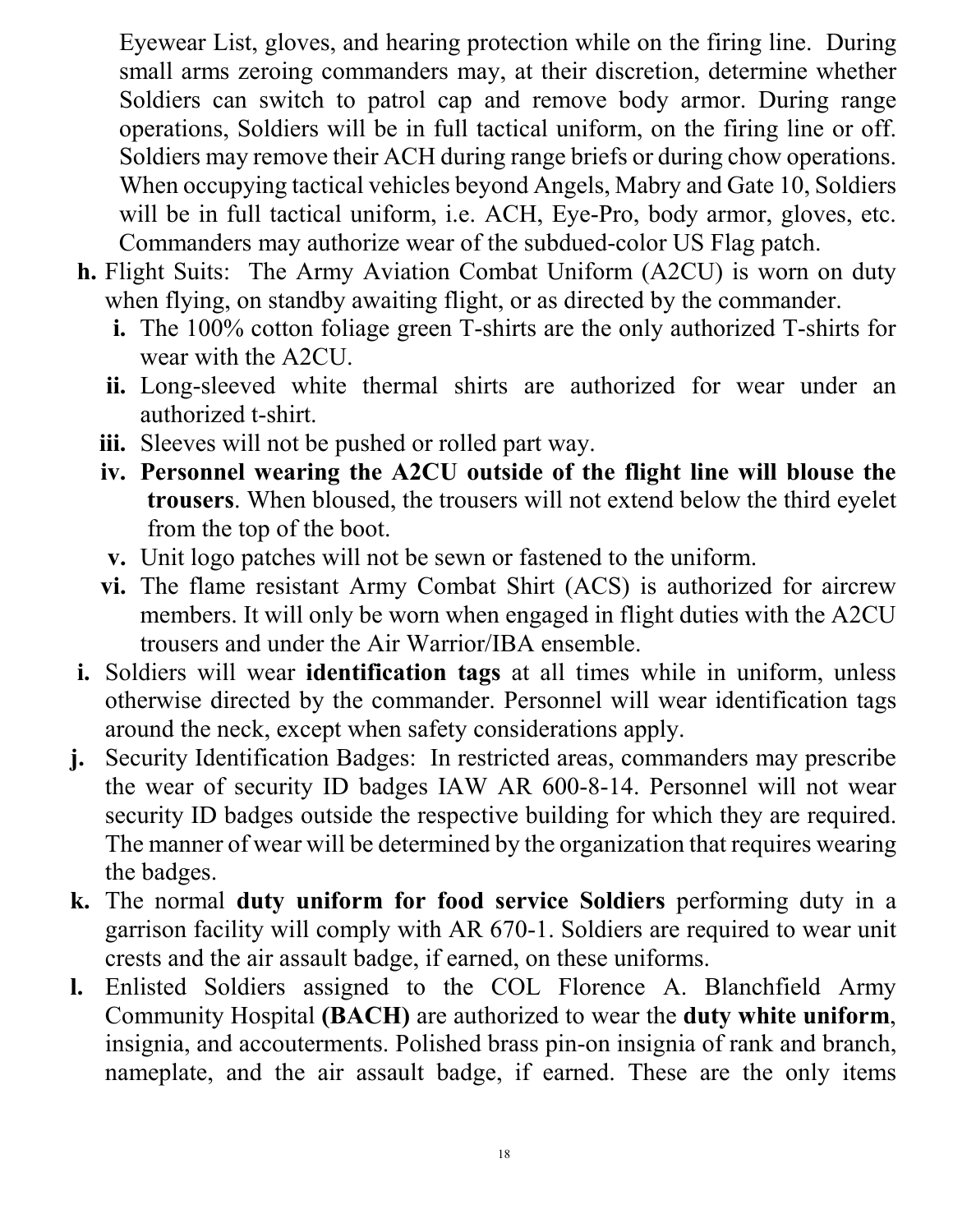Eyewear List, gloves, and hearing protection while on the firing line. During small arms zeroing commanders may, at their discretion, determine whether Soldiers can switch to patrol cap and remove body armor. During range operations, Soldiers will be in full tactical uniform, on the firing line or off. Soldiers may remove their ACH during range briefs or during chow operations. When occupying tactical vehicles beyond Angels, Mabry and Gate 10, Soldiers will be in full tactical uniform, i.e. ACH, Eye-Pro, body armor, gloves, etc. Commanders may authorize wear of the subdued-color US Flag patch.

**h.** Flight Suits: The Army Aviation Combat Uniform (A2CU) is worn on duty when flying, on standby awaiting flight, or as directed by the commander.

- **i.** The 100% cotton foliage green T-shirts are the only authorized T-shirts for wear with the A2CU.
- **ii.** Long-sleeved white thermal shirts are authorized for wear under an authorized t-shirt.
- **iii.** Sleeves will not be pushed or rolled part way.
- **iv.** **Personnel wearing the A2CU outside of the flight line will blouse the trousers**. When bloused, the trousers will not extend below the third eyelet from the top of the boot.
- **v.** Unit logo patches will not be sewn or fastened to the uniform.
- **vi.** The flame resistant Army Combat Shirt (ACS) is authorized for aircrew members. It will only be worn when engaged in flight duties with the A2CU trousers and under the Air Warrior/IBA ensemble.

**i.** Soldiers will wear **identification tags** at all times while in uniform, unless otherwise directed by the commander. Personnel will wear identification tags around the neck, except when safety considerations apply.

**j.** Security Identification Badges: In restricted areas, commanders may prescribe the wear of security ID badges IAW AR 600-8-14. Personnel will not wear security ID badges outside the respective building for which they are required. The manner of wear will be determined by the organization that requires wearing the badges.

**k.** The normal **duty uniform for food service Soldiers** performing duty in a garrison facility will comply with AR 670-1. Soldiers are required to wear unit crests and the air assault badge, if earned, on these uniforms.

**l.** Enlisted Soldiers assigned to the COL Florence A. Blanchfield Army Community Hospital **(BACH)** are authorized to wear the **duty white uniform**, insignia, and accouterments. Polished brass pin-on insignia of rank and branch, nameplate, and the air assault badge, if earned. These are the only items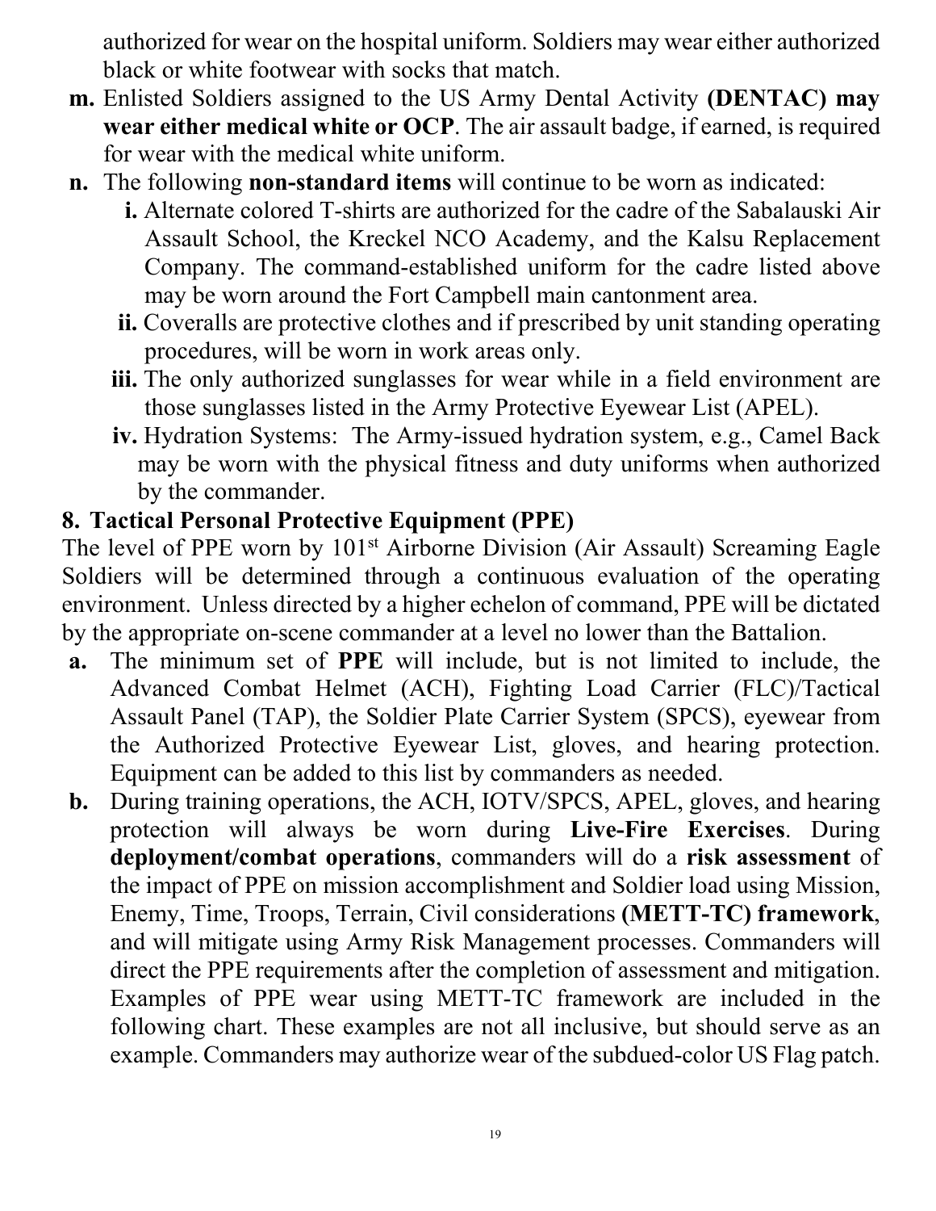authorized for wear on the hospital uniform. Soldiers may wear either authorized black or white footwear with socks that match.

**m.** Enlisted Soldiers assigned to the US Army Dental Activity **(DENTAC) may wear either medical white or OCP**. The air assault badge, if earned, is required for wear with the medical white uniform.

**n.** The following **non-standard items** will continue to be worn as indicated:

- **i.** Alternate colored T-shirts are authorized for the cadre of the Sabalauski Air Assault School, the Kreckel NCO Academy, and the Kalsu Replacement Company. The command-established uniform for the cadre listed above may be worn around the Fort Campbell main cantonment area.
- **ii.** Coveralls are protective clothes and if prescribed by unit standing operating procedures, will be worn in work areas only.
- **iii.** The only authorized sunglasses for wear while in a field environment are those sunglasses listed in the Army Protective Eyewear List (APEL).
- **iv.** Hydration Systems: The Army-issued hydration system, e.g., Camel Back may be worn with the physical fitness and duty uniforms when authorized by the commander.

## 8. Tactical Personal Protective Equipment (PPE)

The level of PPE worn by 101st Airborne Division (Air Assault) Screaming Eagle Soldiers will be determined through a continuous evaluation of the operating environment. Unless directed by a higher echelon of command, PPE will be dictated by the appropriate on-scene commander at a level no lower than the Battalion.

**a.** The minimum set of **PPE** will include, but is not limited to include, the Advanced Combat Helmet (ACH), Fighting Load Carrier (FLC)/Tactical Assault Panel (TAP), the Soldier Plate Carrier System (SPCS), eyewear from the Authorized Protective Eyewear List, gloves, and hearing protection. Equipment can be added to this list by commanders as needed.

**b.** During training operations, the ACH, IOTV/SPCS, APEL, gloves, and hearing protection will always be worn during **Live-Fire Exercises**. During **deployment/combat operations**, commanders will do a **risk assessment** of the impact of PPE on mission accomplishment and Soldier load using Mission, Enemy, Time, Troops, Terrain, Civil considerations **(METT-TC) framework**, and will mitigate using Army Risk Management processes. Commanders will direct the PPE requirements after the completion of assessment and mitigation. Examples of PPE wear using METT-TC framework are included in the following chart. These examples are not all inclusive, but should serve as an example. Commanders may authorize wear of the subdued-color US Flag patch.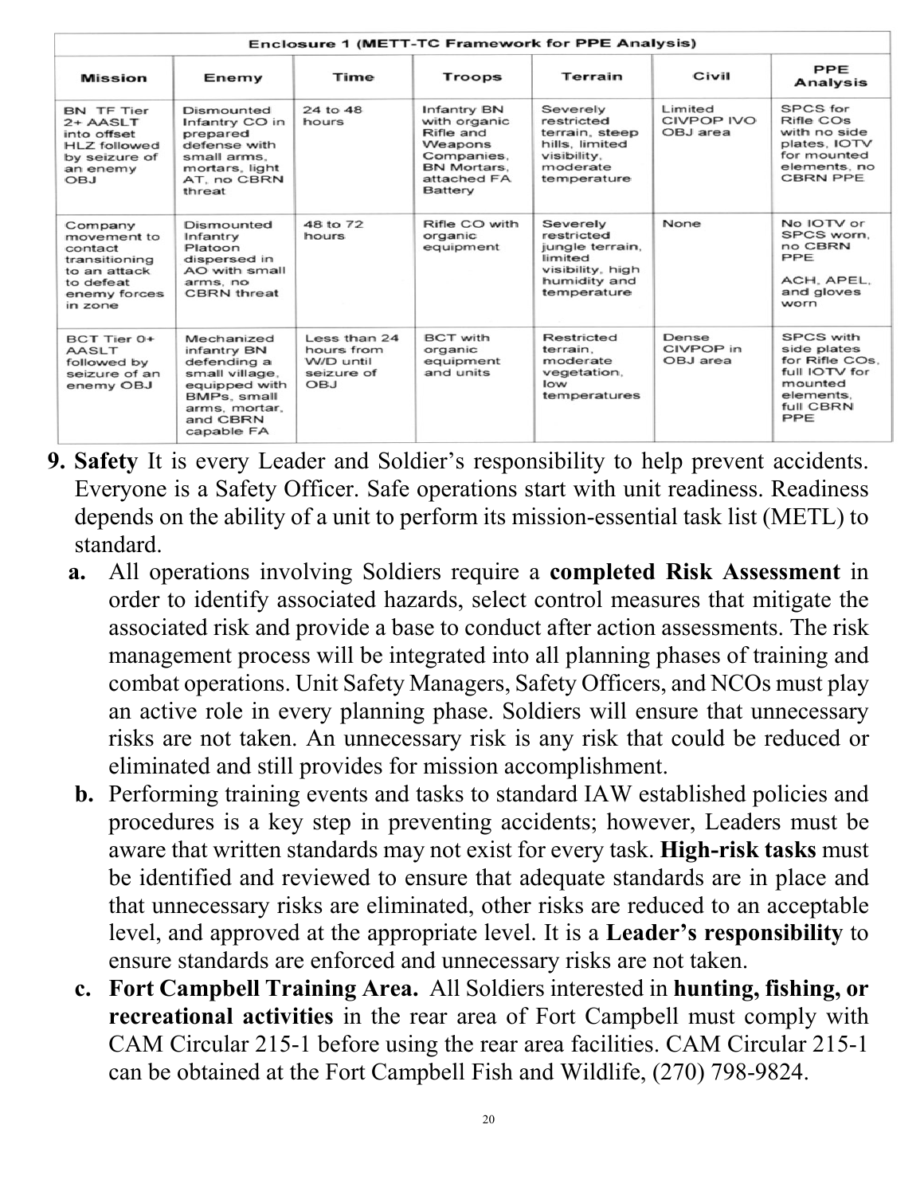| Enclosure 1 (METT-TC Framework for PPE Analysis) | | | | | | |
|---|---|---|---|---|---|---|
| **Mission** | **Enemy** | **Time** | **Troops** | **Terrain** | **Civil** | **PPE Analysis** |
| BN TF Tier 2+ AASLT into offset HLZ followed by seizure of an enemy OBJ | Dismounted Infantry CO in prepared defense with small arms, mortars, light AT, no CBRN threat | 24 to 48 hours | Infantry BN with organic Rifle and Weapons Companies, BN Mortars, attached FA Battery | Severely restricted terrain, steep hills, limited visibility, moderate temperature | Limited CIVPOP IVO OBJ area | SPCS for Rifle COs with no side plates, IOTV for mounted elements, no CBRN PPE |
| Company movement to contact transitioning to an attack to defeat enemy forces in zone | Dismounted Infantry Platoon dispersed in AO with small arms, no CBRN threat | 48 to 72 hours | Rifle CO with organic equipment | Severely restricted jungle terrain, limited visibility, high humidity and temperature | None | No IOTV or SPCS worn, no CBRN PPE<br><br>ACH, APEL, and gloves worn |
| BCT Tier 0+ AASLT followed by seizure of an enemy OBJ | Mechanized infantry BN defending a small village, equipped with BMPs, small arms, mortar, and CBRN capable FA | Less than 24 hours from W/D until seizure of OBJ | BCT with organic equipment and units | Restricted terrain, moderate vegetation, low temperatures | Dense CIVPOP in OBJ area | SPCS with side plates for Rifle COs, full IOTV for mounted elements, full CBRN PPE |

9. **Safety** It is every Leader and Soldier's responsibility to help prevent accidents. Everyone is a Safety Officer. Safe operations start with unit readiness. Readiness depends on the ability of a unit to perform its mission-essential task list (METL) to standard.
   a. All operations involving Soldiers require a **completed Risk Assessment** in order to identify associated hazards, select control measures that mitigate the associated risk and provide a base to conduct after action assessments. The risk management process will be integrated into all planning phases of training and combat operations. Unit Safety Managers, Safety Officers, and NCOs must play an active role in every planning phase. Soldiers will ensure that unnecessary risks are not taken. An unnecessary risk is any risk that could be reduced or eliminated and still provides for mission accomplishment.
   b. Performing training events and tasks to standard IAW established policies and procedures is a key step in preventing accidents; however, Leaders must be aware that written standards may not exist for every task. **High-risk tasks** must be identified and reviewed to ensure that adequate standards are in place and that unnecessary risks are eliminated, other risks are reduced to an acceptable level, and approved at the appropriate level. It is a **Leader's responsibility** to ensure standards are enforced and unnecessary risks are not taken.
   c. **Fort Campbell Training Area.** All Soldiers interested in **hunting, fishing, or recreational activities** in the rear area of Fort Campbell must comply with CAM Circular 215-1 before using the rear area facilities. CAM Circular 215-1 can be obtained at the Fort Campbell Fish and Wildlife, (270) 798-9824.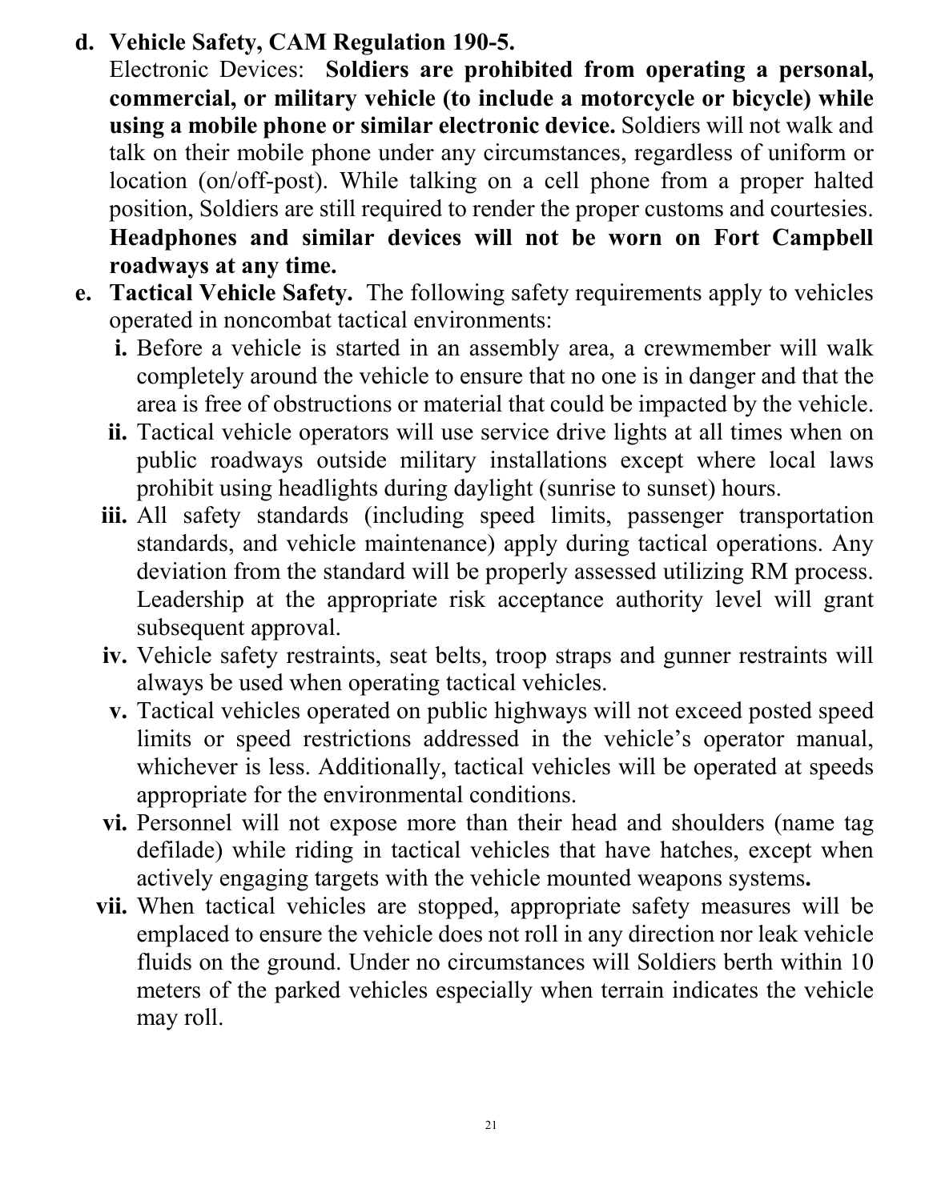d. **Vehicle Safety, CAM Regulation 190-5.**
   Electronic Devices: **Soldiers are prohibited from operating a personal, commercial, or military vehicle (to include a motorcycle or bicycle) while using a mobile phone or similar electronic device.** Soldiers will not walk and talk on their mobile phone under any circumstances, regardless of uniform or location (on/off-post). While talking on a cell phone from a proper halted position, Soldiers are still required to render the proper customs and courtesies. **Headphones and similar devices will not be worn on Fort Campbell roadways at any time.**

e. **Tactical Vehicle Safety.** The following safety requirements apply to vehicles operated in noncombat tactical environments:

   **i.** Before a vehicle is started in an assembly area, a crewmember will walk completely around the vehicle to ensure that no one is in danger and that the area is free of obstructions or material that could be impacted by the vehicle.

   **ii.** Tactical vehicle operators will use service drive lights at all times when on public roadways outside military installations except where local laws prohibit using headlights during daylight (sunrise to sunset) hours.

   **iii.** All safety standards (including speed limits, passenger transportation standards, and vehicle maintenance) apply during tactical operations. Any deviation from the standard will be properly assessed utilizing RM process. Leadership at the appropriate risk acceptance authority level will grant subsequent approval.

   **iv.** Vehicle safety restraints, seat belts, troop straps and gunner restraints will always be used when operating tactical vehicles.

   **v.** Tactical vehicles operated on public highways will not exceed posted speed limits or speed restrictions addressed in the vehicle's operator manual, whichever is less. Additionally, tactical vehicles will be operated at speeds appropriate for the environmental conditions.

   **vi.** Personnel will not expose more than their head and shoulders (name tag defilade) while riding in tactical vehicles that have hatches, except when actively engaging targets with the vehicle mounted weapons systems**.**

   **vii.** When tactical vehicles are stopped, appropriate safety measures will be emplaced to ensure the vehicle does not roll in any direction nor leak vehicle fluids on the ground. Under no circumstances will Soldiers berth within 10 meters of the parked vehicles especially when terrain indicates the vehicle may roll.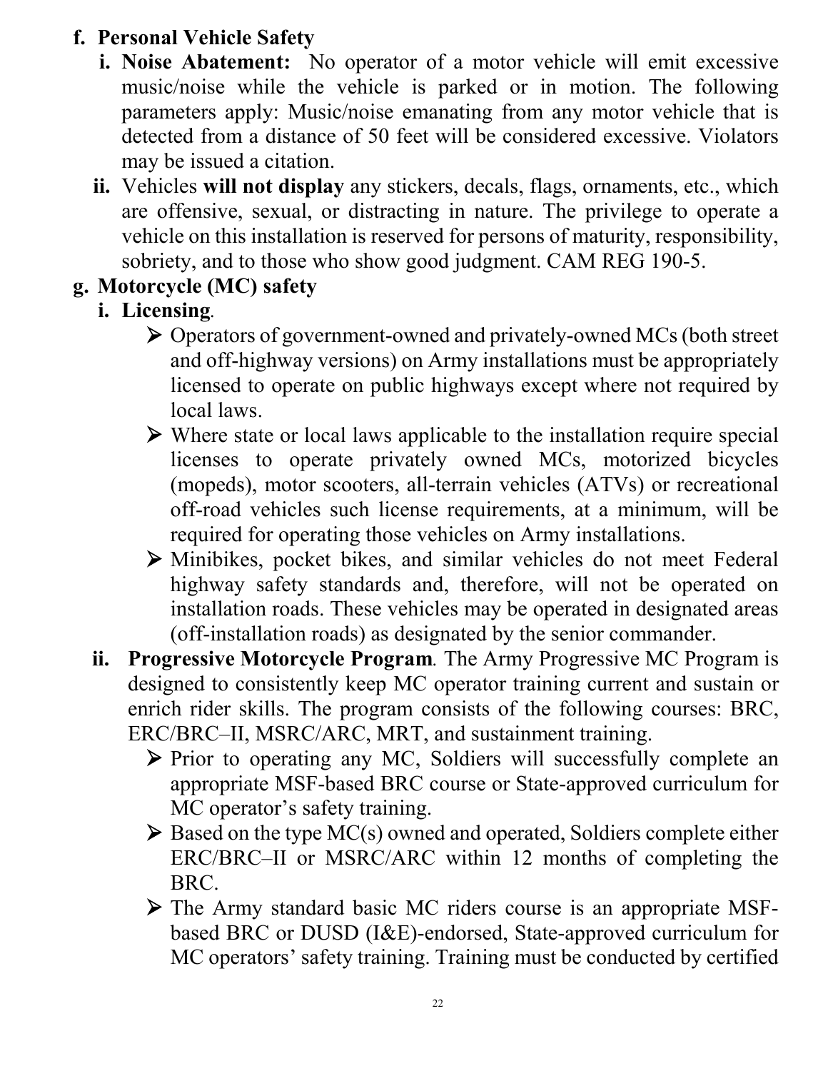**f. Personal Vehicle Safety**

**i. Noise Abatement:** No operator of a motor vehicle will emit excessive music/noise while the vehicle is parked or in motion. The following parameters apply: Music/noise emanating from any motor vehicle that is detected from a distance of 50 feet will be considered excessive. Violators may be issued a citation.

**ii.** Vehicles **will not display** any stickers, decals, flags, ornaments, etc., which are offensive, sexual, or distracting in nature. The privilege to operate a vehicle on this installation is reserved for persons of maturity, responsibility, sobriety, and to those who show good judgment. CAM REG 190-5.

**g. Motorcycle (MC) safety**

**i. Licensing**.

- Operators of government-owned and privately-owned MCs (both street and off-highway versions) on Army installations must be appropriately licensed to operate on public highways except where not required by local laws.
- Where state or local laws applicable to the installation require special licenses to operate privately owned MCs, motorized bicycles (mopeds), motor scooters, all-terrain vehicles (ATVs) or recreational off-road vehicles such license requirements, at a minimum, will be required for operating those vehicles on Army installations.
- Minibikes, pocket bikes, and similar vehicles do not meet Federal highway safety standards and, therefore, will not be operated on installation roads. These vehicles may be operated in designated areas (off-installation roads) as designated by the senior commander.

**ii. Progressive Motorcycle Program**. The Army Progressive MC Program is designed to consistently keep MC operator training current and sustain or enrich rider skills. The program consists of the following courses: BRC, ERC/BRC–II, MSRC/ARC, MRT, and sustainment training.

- Prior to operating any MC, Soldiers will successfully complete an appropriate MSF-based BRC course or State-approved curriculum for MC operator's safety training.
- Based on the type MC(s) owned and operated, Soldiers complete either ERC/BRC–II or MSRC/ARC within 12 months of completing the BRC.
- The Army standard basic MC riders course is an appropriate MSF-based BRC or DUSD (I&E)-endorsed, State-approved curriculum for MC operators' safety training. Training must be conducted by certified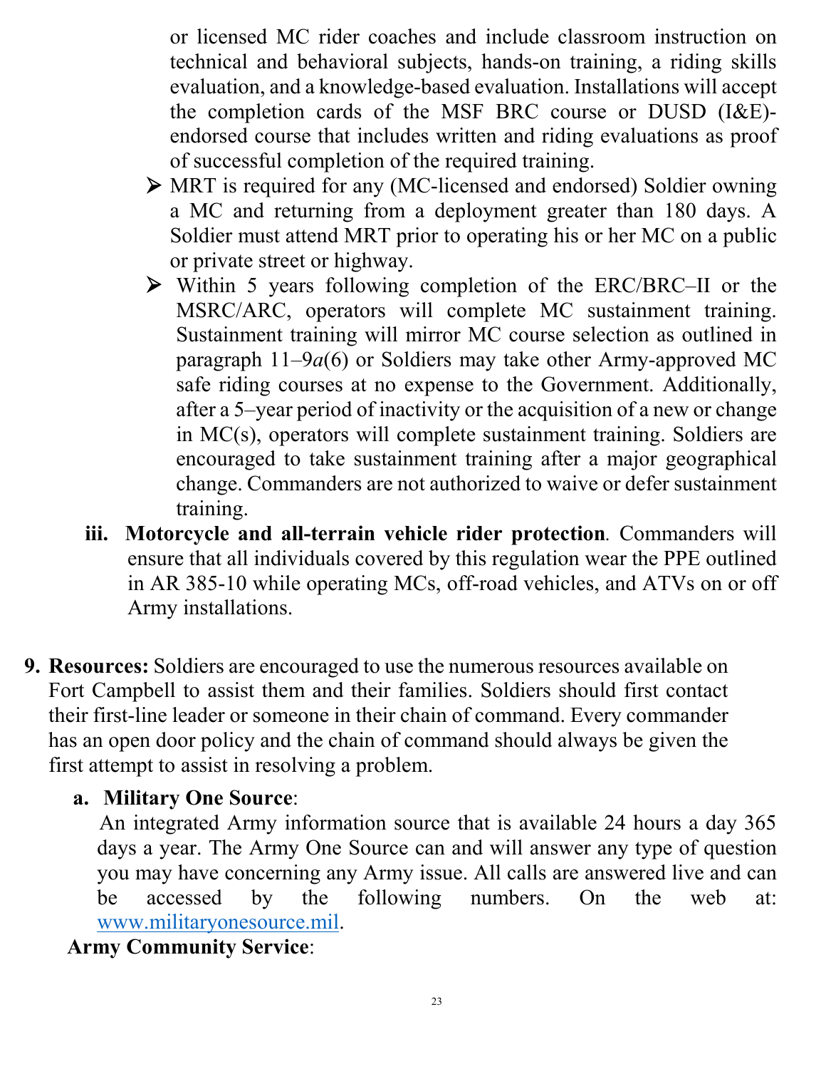or licensed MC rider coaches and include classroom instruction on technical and behavioral subjects, hands-on training, a riding skills evaluation, and a knowledge-based evaluation. Installations will accept the completion cards of the MSF BRC course or DUSD (I&E)-endorsed course that includes written and riding evaluations as proof of successful completion of the required training.

- MRT is required for any (MC-licensed and endorsed) Soldier owning a MC and returning from a deployment greater than 180 days. A Soldier must attend MRT prior to operating his or her MC on a public or private street or highway.
- Within 5 years following completion of the ERC/BRC–II or the MSRC/ARC, operators will complete MC sustainment training. Sustainment training will mirror MC course selection as outlined in paragraph 11–9*a*(6) or Soldiers may take other Army-approved MC safe riding courses at no expense to the Government. Additionally, after a 5–year period of inactivity or the acquisition of a new or change in MC(s), operators will complete sustainment training. Soldiers are encouraged to take sustainment training after a major geographical change. Commanders are not authorized to waive or defer sustainment training.

iii. **Motorcycle and all-terrain vehicle rider protection**. Commanders will ensure that all individuals covered by this regulation wear the PPE outlined in AR 385-10 while operating MCs, off-road vehicles, and ATVs on or off Army installations.

9. **Resources:** Soldiers are encouraged to use the numerous resources available on Fort Campbell to assist them and their families. Soldiers should first contact their first-line leader or someone in their chain of command. Every commander has an open door policy and the chain of command should always be given the first attempt to assist in resolving a problem.

   a. **Military One Source**:
   An integrated Army information source that is available 24 hours a day 365 days a year. The Army One Source can and will answer any type of question you may have concerning any Army issue. All calls are answered live and can be accessed by the following numbers. On the web at: www.militaryonesource.mil.

   **Army Community Service**: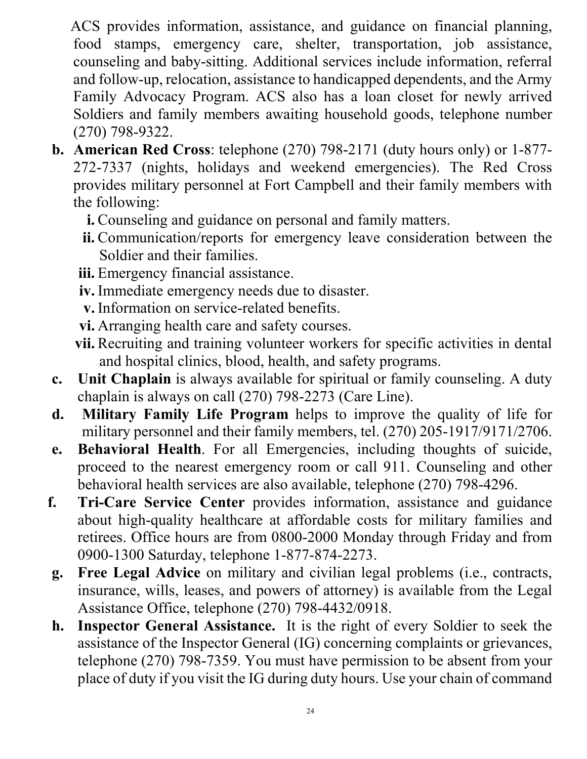ACS provides information, assistance, and guidance on financial planning, food stamps, emergency care, shelter, transportation, job assistance, counseling and baby-sitting. Additional services include information, referral and follow-up, relocation, assistance to handicapped dependents, and the Army Family Advocacy Program. ACS also has a loan closet for newly arrived Soldiers and family members awaiting household goods, telephone number (270) 798-9322.

**b.** **American Red Cross**: telephone (270) 798-2171 (duty hours only) or 1-877-272-7337 (nights, holidays and weekend emergencies). The Red Cross provides military personnel at Fort Campbell and their family members with the following:

   **i.** Counseling and guidance on personal and family matters.
   **ii.** Communication/reports for emergency leave consideration between the Soldier and their families.
   **iii.** Emergency financial assistance.
   **iv.** Immediate emergency needs due to disaster.
   **v.** Information on service-related benefits.
   **vi.** Arranging health care and safety courses.
   **vii.** Recruiting and training volunteer workers for specific activities in dental and hospital clinics, blood, health, and safety programs.

**c.** **Unit Chaplain** is always available for spiritual or family counseling. A duty chaplain is always on call (270) 798-2273 (Care Line).

**d.** **Military Family Life Program** helps to improve the quality of life for military personnel and their family members, tel. (270) 205-1917/9171/2706.

**e.** **Behavioral Health**. For all Emergencies, including thoughts of suicide, proceed to the nearest emergency room or call 911. Counseling and other behavioral health services are also available, telephone (270) 798-4296.

**f.** **Tri-Care Service Center** provides information, assistance and guidance about high-quality healthcare at affordable costs for military families and retirees. Office hours are from 0800-2000 Monday through Friday and from 0900-1300 Saturday, telephone 1-877-874-2273.

**g.** **Free Legal Advice** on military and civilian legal problems (i.e., contracts, insurance, wills, leases, and powers of attorney) is available from the Legal Assistance Office, telephone (270) 798-4432/0918.

**h.** **Inspector General Assistance.** It is the right of every Soldier to seek the assistance of the Inspector General (IG) concerning complaints or grievances, telephone (270) 798-7359. You must have permission to be absent from your place of duty if you visit the IG during duty hours. Use your chain of command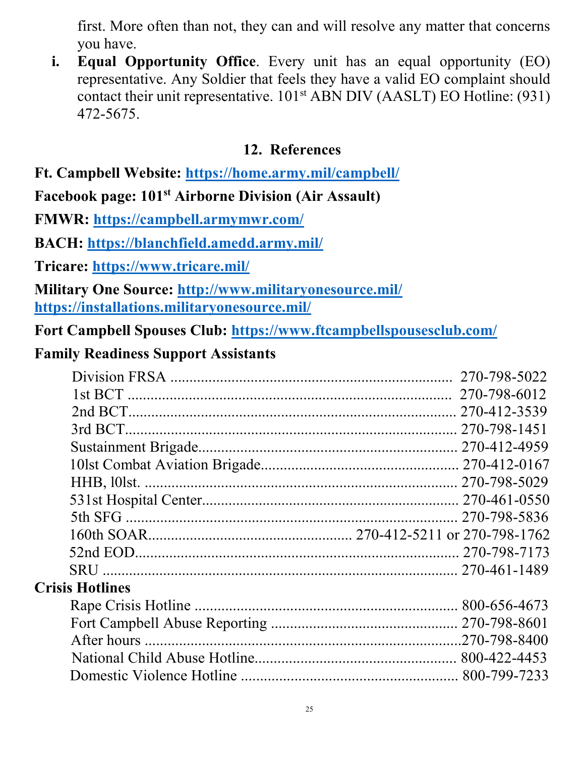first. More often than not, they can and will resolve any matter that concerns you have.

i. **Equal Opportunity Office**. Every unit has an equal opportunity (EO) representative. Any Soldier that feels they have a valid EO complaint should contact their unit representative. 101st ABN DIV (AASLT) EO Hotline: (931) 472-5675.

## 12. References

**Ft. Campbell Website:** https://home.army.mil/campbell/

**Facebook page: 101st Airborne Division (Air Assault)**

**FMWR:** https://campbell.armymwr.com/

**BACH:** https://blanchfield.amedd.army.mil/

**Tricare:** https://www.tricare.mil/

**Military One Source:** http://www.militaryonesource.mil/
https://installations.militaryonesource.mil/

**Fort Campbell Spouses Club:** https://www.ftcampbellspousesclub.com/

**Family Readiness Support Assistants**

Division FRSA .......................................................................... 270-798-5022
1st BCT .................................................................................... 270-798-6012
2nd BCT.................................................................................... 270-412-3539
3rd BCT..................................................................................... 270-798-1451
Sustainment Brigade.................................................................. 270-412-4959
10lst Combat Aviation Brigade.................................................. 270-412-0167
HHB, l0lst. ................................................................................. 270-798-5029
531st Hospital Center................................................................. 270-461-0550
5th SFG ...................................................................................... 270-798-5836
160th SOAR.................................................... 270-412-5211 or 270-798-1762
52nd EOD................................................................................... 270-798-7173
SRU ............................................................................................ 270-461-1489

**Crisis Hotlines**

Rape Crisis Hotline .................................................................... 800-656-4673
Fort Campbell Abuse Reporting ................................................ 270-798-8601
After hours .................................................................................270-798-8400
National Child Abuse Hotline.................................................... 800-422-4453
Domestic Violence Hotline ........................................................ 800-799-7233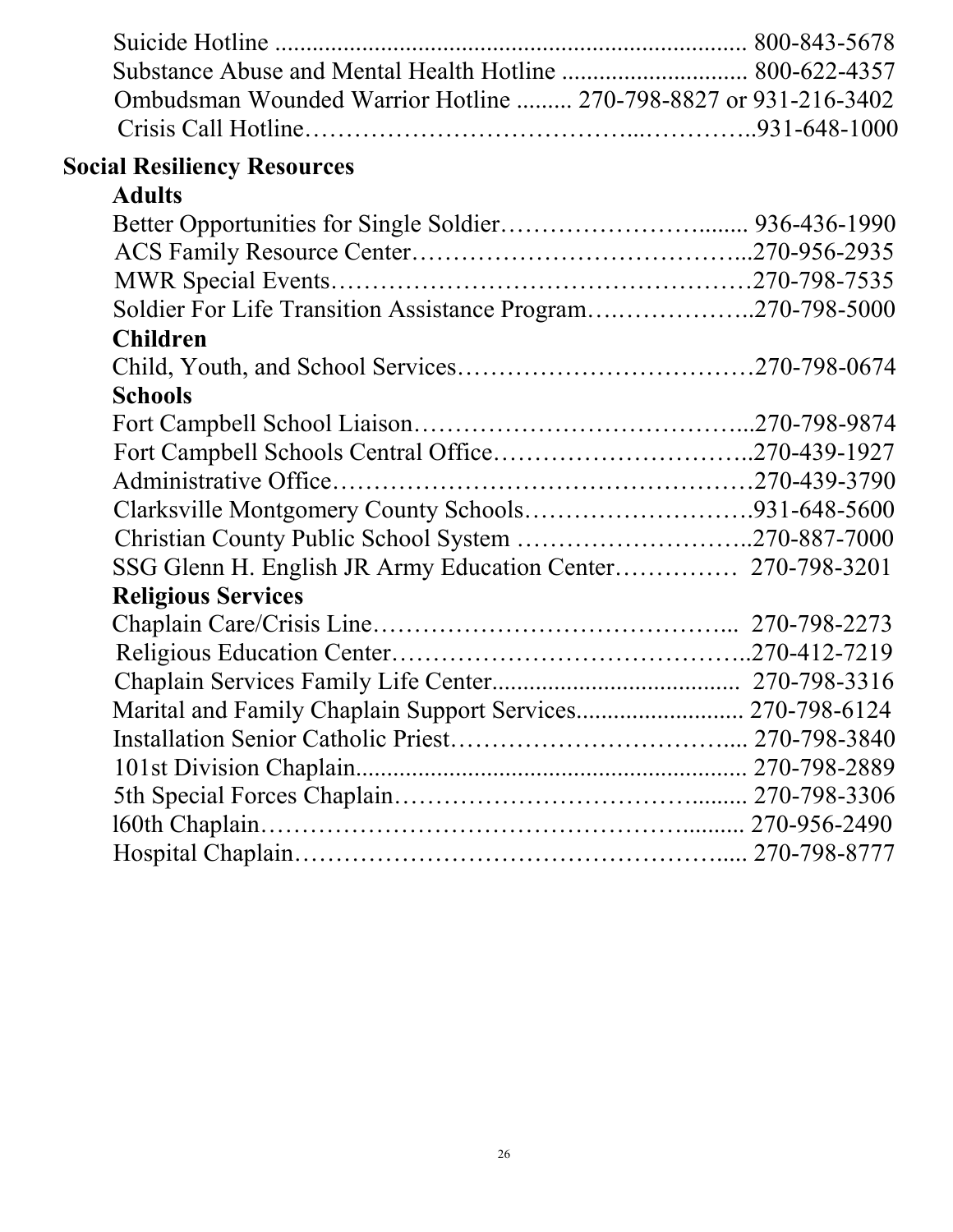Suicide Hotline .......................................................................... 800-843-5678
Substance Abuse and Mental Health Hotline .............................. 800-622-4357
Ombudsman Wounded Warrior Hotline ......... 270-798-8827 or 931-216-3402
Crisis Call Hotline……………………………………...…………..931-648-1000

## Social Resiliency Resources

### Adults

Better Opportunities for Single Soldier……………………......... 936-436-1990
ACS Family Resource Center…………………………………...270-956-2935
MWR Special Events……………………………………………270-798-7535
Soldier For Life Transition Assistance Program….……………..270-798-5000

### Children

Child, Youth, and School Services………………………………270-798-0674

### Schools

Fort Campbell School Liaison…………………………………...270-798-9874
Fort Campbell Schools Central Office…………………………..270-439-1927
Administrative Office……………………………………………270-439-3790
Clarksville Montgomery County Schools……………………….931-648-5600
Christian County Public School System ………………………..270-887-7000
SSG Glenn H. English JR Army Education Center…………… 270-798-3201

### Religious Services

Chaplain Care/Crisis Line…………………………………... 270-798-2273
Religious Education Center…………………………………..270-412-7219
Chaplain Services Family Life Center........................................ 270-798-3316
Marital and Family Chaplain Support Services........................... 270-798-6124
Installation Senior Catholic Priest…………………………….... 270-798-3840
101st Division Chaplain............................................................... 270-798-2889
5th Special Forces Chaplain……………………………….......... 270-798-3306
l60th Chaplain………………………………………….............. 270-956-2490
Hospital Chaplain……………………………………………..... 270-798-8777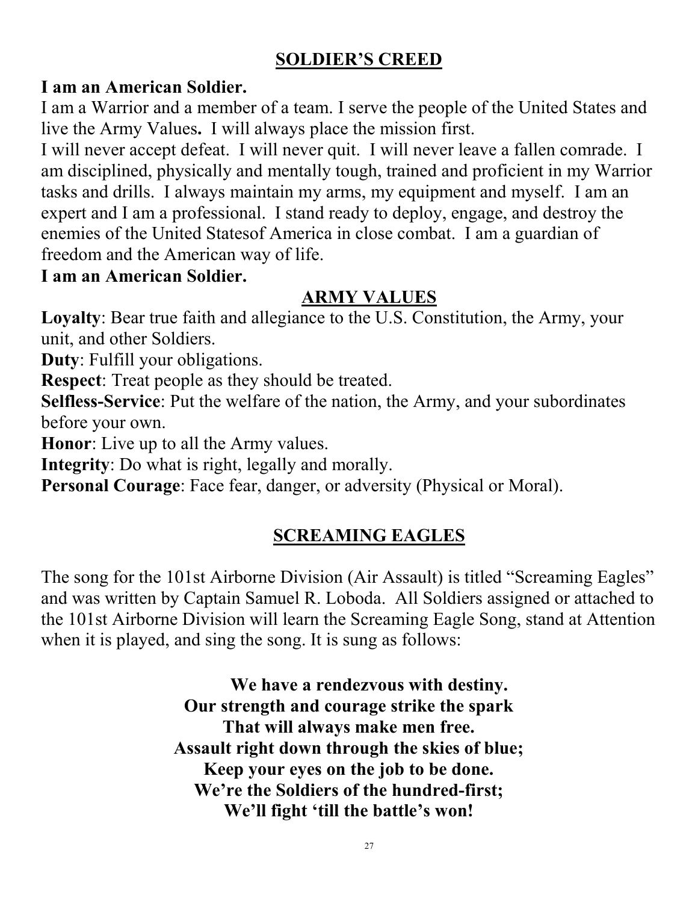## SOLDIER'S CREED

**I am an American Soldier.**

I am a Warrior and a member of a team. I serve the people of the United States and live the Army Values**.** I will always place the mission first.

I will never accept defeat. I will never quit. I will never leave a fallen comrade. I am disciplined, physically and mentally tough, trained and proficient in my Warrior tasks and drills. I always maintain my arms, my equipment and myself. I am an expert and I am a professional. I stand ready to deploy, engage, and destroy the enemies of the United Statesof America in close combat. I am a guardian of freedom and the American way of life.

**I am an American Soldier.**

## ARMY VALUES

**Loyalty**: Bear true faith and allegiance to the U.S. Constitution, the Army, your unit, and other Soldiers.

**Duty**: Fulfill your obligations.

**Respect**: Treat people as they should be treated.

**Selfless-Service**: Put the welfare of the nation, the Army, and your subordinates before your own.

**Honor**: Live up to all the Army values.

**Integrity**: Do what is right, legally and morally.

**Personal Courage**: Face fear, danger, or adversity (Physical or Moral).

## SCREAMING EAGLES

The song for the 101st Airborne Division (Air Assault) is titled "Screaming Eagles" and was written by Captain Samuel R. Loboda. All Soldiers assigned or attached to the 101st Airborne Division will learn the Screaming Eagle Song, stand at Attention when it is played, and sing the song. It is sung as follows:

**We have a rendezvous with destiny.**
**Our strength and courage strike the spark**
**That will always make men free.**
**Assault right down through the skies of blue;**
**Keep your eyes on the job to be done.**
**We're the Soldiers of the hundred-first;**
**We'll fight 'till the battle's won!**